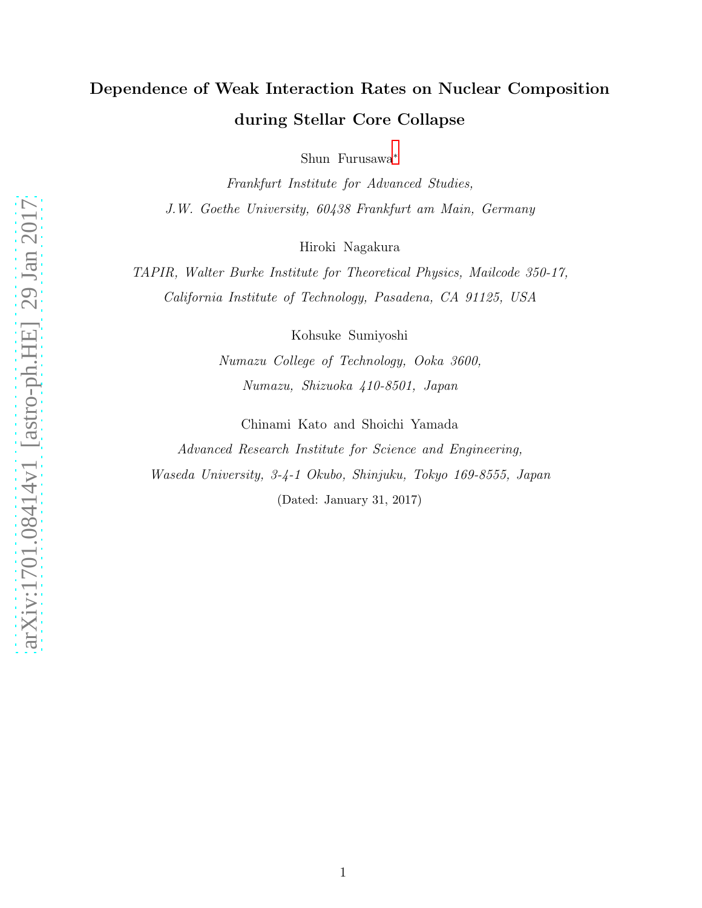# Dependence of Weak Interaction Rates on Nuclear Composition during Stellar Core Collapse

Shun Furusawa*

*Frankfurt Institute for Advanced Studies,*
*J.W. Goethe University, 60438 Frankfurt am Main, Germany*

Hiroki Nagakura

*TAPIR, Walter Burke Institute for Theoretical Physics, Mailcode 350-17,*
*California Institute of Technology, Pasadena, CA 91125, USA*

Kohsuke Sumiyoshi

*Numazu College of Technology, Ooka 3600,*
*Numazu, Shizuoka 410-8501, Japan*

Chinami Kato and Shoichi Yamada

*Advanced Research Institute for Science and Engineering,*
*Waseda University, 3-4-1 Okubo, Shinjuku, Tokyo 169-8555, Japan*

(Dated: January 31, 2017)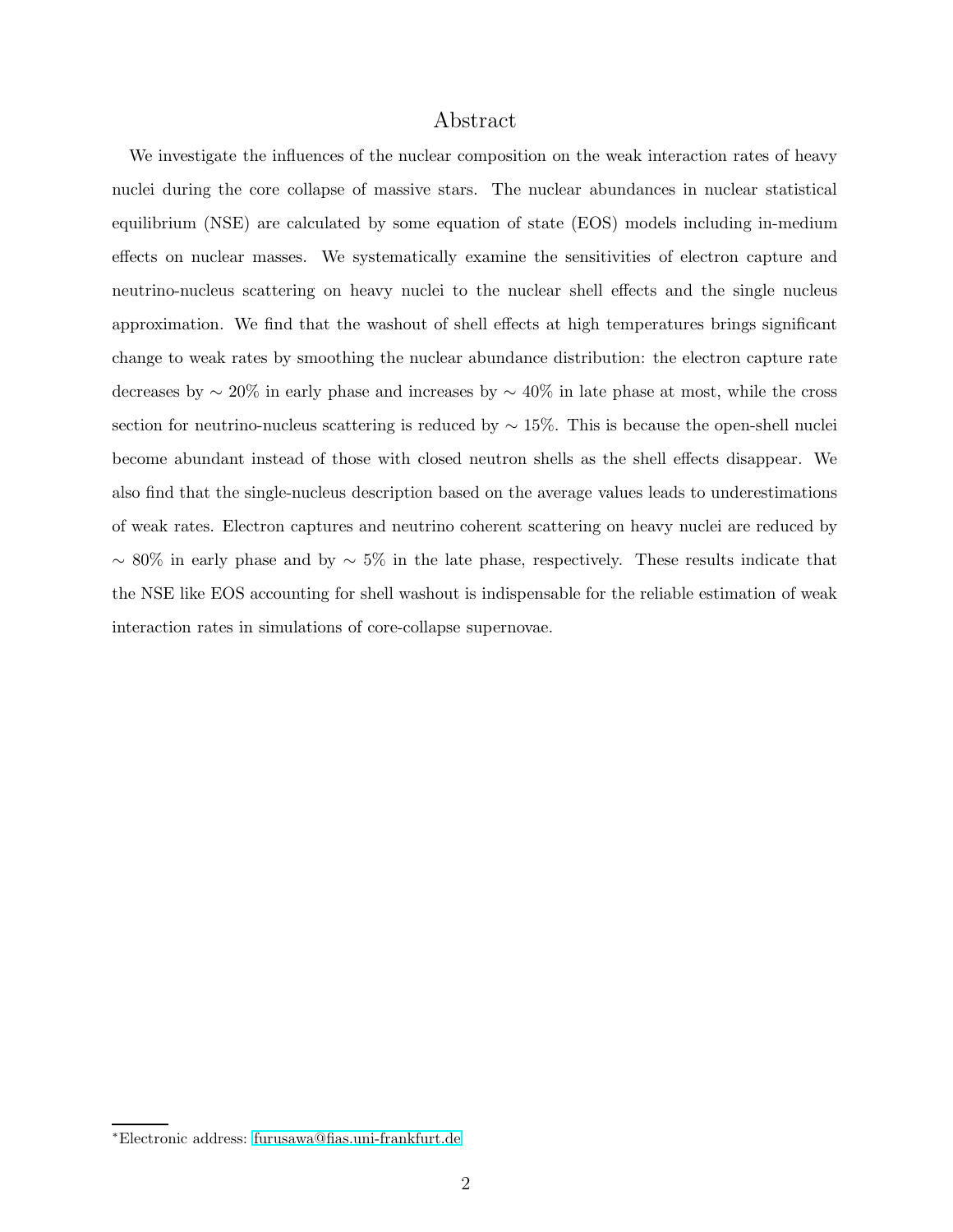# Abstract

We investigate the influences of the nuclear composition on the weak interaction rates of heavy nuclei during the core collapse of massive stars. The nuclear abundances in nuclear statistical equilibrium (NSE) are calculated by some equation of state (EOS) models including in-medium effects on nuclear masses. We systematically examine the sensitivities of electron capture and neutrino-nucleus scattering on heavy nuclei to the nuclear shell effects and the single nucleus approximation. We find that the washout of shell effects at high temperatures brings significant change to weak rates by smoothing the nuclear abundance distribution: the electron capture rate decreases by $\sim 20\%$ in early phase and increases by $\sim 40\%$ in late phase at most, while the cross section for neutrino-nucleus scattering is reduced by $\sim 15\%$. This is because the open-shell nuclei become abundant instead of those with closed neutron shells as the shell effects disappear. We also find that the single-nucleus description based on the average values leads to underestimations of weak rates. Electron captures and neutrino coherent scattering on heavy nuclei are reduced by $\sim 80\%$ in early phase and by $\sim 5\%$ in the late phase, respectively. These results indicate that the NSE like EOS accounting for shell washout is indispensable for the reliable estimation of weak interaction rates in simulations of core-collapse supernovae.

[*]Electronic address: furusawa@fias.uni-frankfurt.de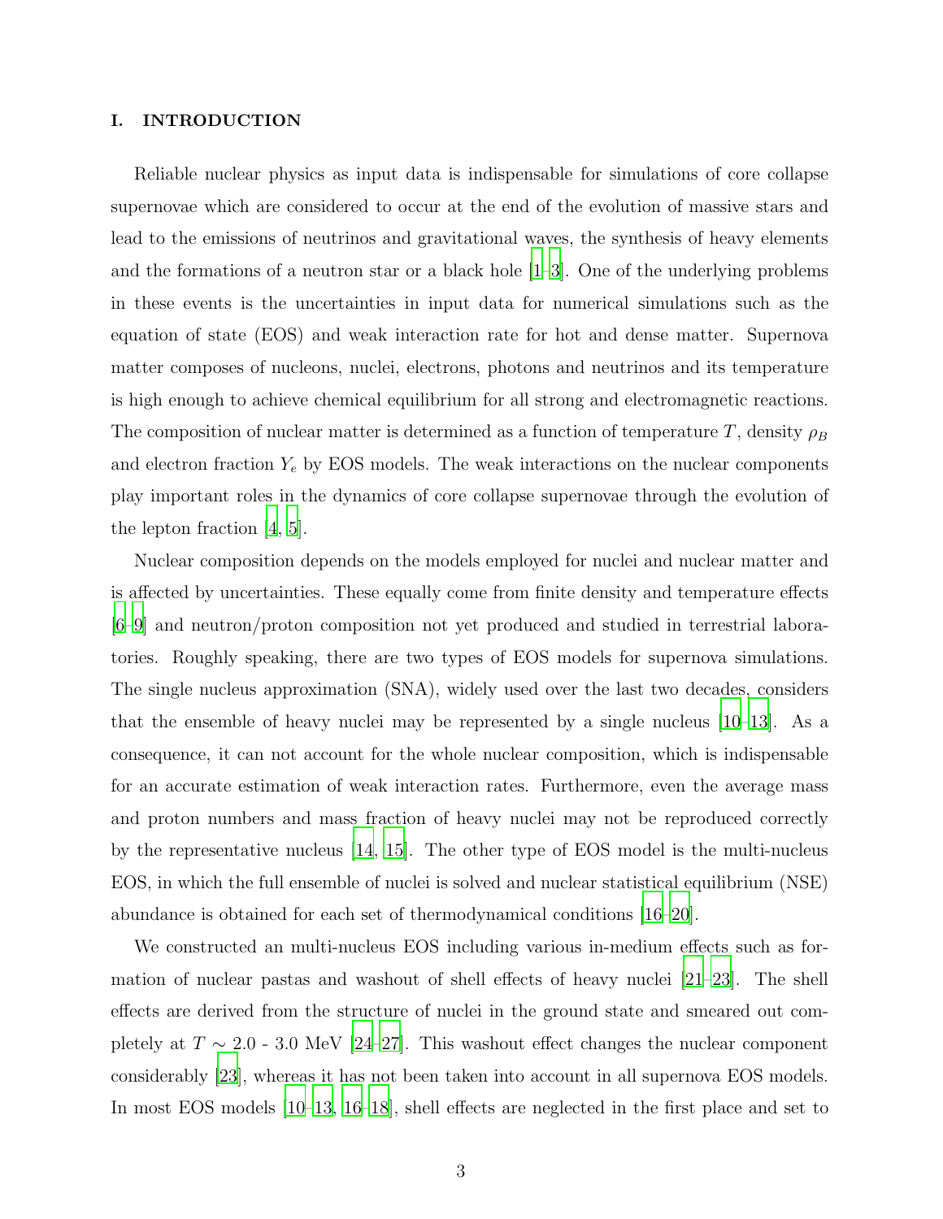## I. INTRODUCTION

Reliable nuclear physics as input data is indispensable for simulations of core collapse supernovae which are considered to occur at the end of the evolution of massive stars and lead to the emissions of neutrinos and gravitational waves, the synthesis of heavy elements and the formations of a neutron star or a black hole [1–3]. One of the underlying problems in these events is the uncertainties in input data for numerical simulations such as the equation of state (EOS) and weak interaction rate for hot and dense matter. Supernova matter composes of nucleons, nuclei, electrons, photons and neutrinos and its temperature is high enough to achieve chemical equilibrium for all strong and electromagnetic reactions. The composition of nuclear matter is determined as a function of temperature $T$, density $\rho_B$ and electron fraction $Y_e$ by EOS models. The weak interactions on the nuclear components play important roles in the dynamics of core collapse supernovae through the evolution of the lepton fraction [4, 5].

Nuclear composition depends on the models employed for nuclei and nuclear matter and is affected by uncertainties. These equally come from finite density and temperature effects [6–9] and neutron/proton composition not yet produced and studied in terrestrial laboratories. Roughly speaking, there are two types of EOS models for supernova simulations. The single nucleus approximation (SNA), widely used over the last two decades, considers that the ensemble of heavy nuclei may be represented by a single nucleus [10–13]. As a consequence, it can not account for the whole nuclear composition, which is indispensable for an accurate estimation of weak interaction rates. Furthermore, even the average mass and proton numbers and mass fraction of heavy nuclei may not be reproduced correctly by the representative nucleus [14, 15]. The other type of EOS model is the multi-nucleus EOS, in which the full ensemble of nuclei is solved and nuclear statistical equilibrium (NSE) abundance is obtained for each set of thermodynamical conditions [16–20].

We constructed an multi-nucleus EOS including various in-medium effects such as formation of nuclear pastas and washout of shell effects of heavy nuclei [21–23]. The shell effects are derived from the structure of nuclei in the ground state and smeared out completely at $T \sim 2.0$ - $3.0$ MeV [24–27]. This washout effect changes the nuclear component considerably [23], whereas it has not been taken into account in all supernova EOS models. In most EOS models [10–13, 16–18], shell effects are neglected in the first place and set to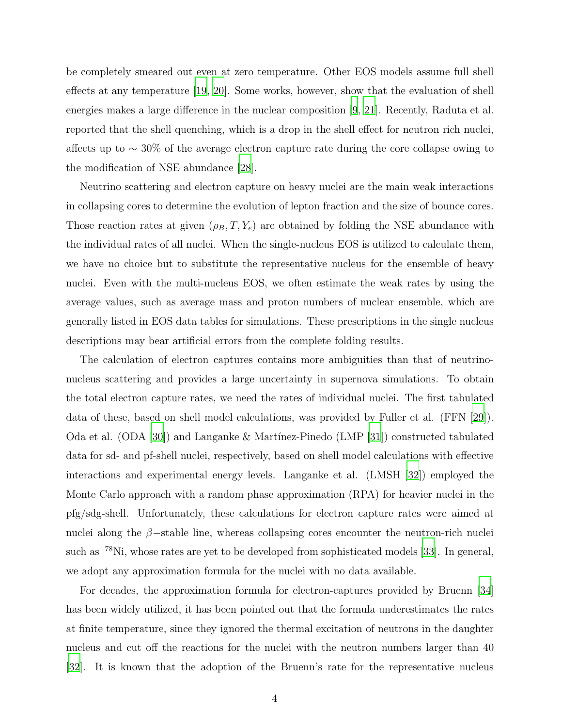be completely smeared out even at zero temperature. Other EOS models assume full shell effects at any temperature [19, 20]. Some works, however, show that the evaluation of shell energies makes a large difference in the nuclear composition [9, 21]. Recently, Raduta et al. reported that the shell quenching, which is a drop in the shell effect for neutron rich nuclei, affects up to $\sim 30\%$ of the average electron capture rate during the core collapse owing to the modification of NSE abundance [28].

Neutrino scattering and electron capture on heavy nuclei are the main weak interactions in collapsing cores to determine the evolution of lepton fraction and the size of bounce cores. Those reaction rates at given $(\rho_B, T, Y_e)$ are obtained by folding the NSE abundance with the individual rates of all nuclei. When the single-nucleus EOS is utilized to calculate them, we have no choice but to substitute the representative nucleus for the ensemble of heavy nuclei. Even with the multi-nucleus EOS, we often estimate the weak rates by using the average values, such as average mass and proton numbers of nuclear ensemble, which are generally listed in EOS data tables for simulations. These prescriptions in the single nucleus descriptions may bear artificial errors from the complete folding results.

The calculation of electron captures contains more ambiguities than that of neutrino-nucleus scattering and provides a large uncertainty in supernova simulations. To obtain the total electron capture rates, we need the rates of individual nuclei. The first tabulated data of these, based on shell model calculations, was provided by Fuller et al. (FFN [29]). Oda et al. (ODA [30]) and Langanke & Martínez-Pinedo (LMP [31]) constructed tabulated data for sd- and pf-shell nuclei, respectively, based on shell model calculations with effective interactions and experimental energy levels. Langanke et al. (LMSH [32]) employed the Monte Carlo approach with a random phase approximation (RPA) for heavier nuclei in the pfg/sdg-shell. Unfortunately, these calculations for electron capture rates were aimed at nuclei along the $\beta-$stable line, whereas collapsing cores encounter the neutron-rich nuclei such as $^{78}$Ni, whose rates are yet to be developed from sophisticated models [33]. In general, we adopt any approximation formula for the nuclei with no data available.

For decades, the approximation formula for electron-captures provided by Bruenn [34] has been widely utilized, it has been pointed out that the formula underestimates the rates at finite temperature, since they ignored the thermal excitation of neutrons in the daughter nucleus and cut off the reactions for the nuclei with the neutron numbers larger than 40 [32]. It is known that the adoption of the Bruenn's rate for the representative nucleus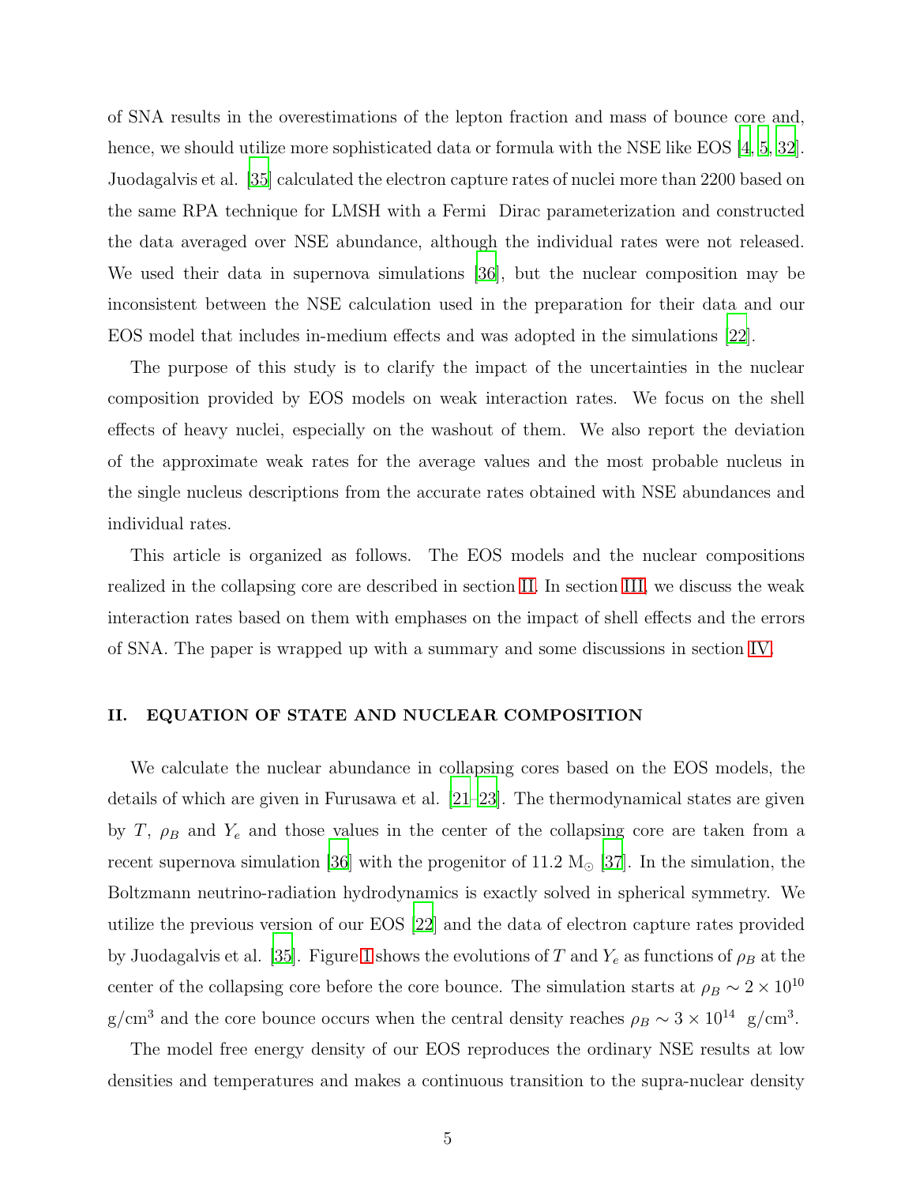of SNA results in the overestimations of the lepton fraction and mass of bounce core and, hence, we should utilize more sophisticated data or formula with the NSE like EOS [4, 5, 32]. Juodagalvis et al. [35] calculated the electron capture rates of nuclei more than 2200 based on the same RPA technique for LMSH with a Fermi Dirac parameterization and constructed the data averaged over NSE abundance, although the individual rates were not released. We used their data in supernova simulations [36], but the nuclear composition may be inconsistent between the NSE calculation used in the preparation for their data and our EOS model that includes in-medium effects and was adopted in the simulations [22].

The purpose of this study is to clarify the impact of the uncertainties in the nuclear composition provided by EOS models on weak interaction rates. We focus on the shell effects of heavy nuclei, especially on the washout of them. We also report the deviation of the approximate weak rates for the average values and the most probable nucleus in the single nucleus descriptions from the accurate rates obtained with NSE abundances and individual rates.

This article is organized as follows. The EOS models and the nuclear compositions realized in the collapsing core are described in section II. In section III, we discuss the weak interaction rates based on them with emphases on the impact of shell effects and the errors of SNA. The paper is wrapped up with a summary and some discussions in section IV.

## II. EQUATION OF STATE AND NUCLEAR COMPOSITION

We calculate the nuclear abundance in collapsing cores based on the EOS models, the details of which are given in Furusawa et al. [21–23]. The thermodynamical states are given by $T$, $\rho_B$ and $Y_e$ and those values in the center of the collapsing core are taken from a recent supernova simulation [36] with the progenitor of 11.2 $M_\odot$ [37]. In the simulation, the Boltzmann neutrino-radiation hydrodynamics is exactly solved in spherical symmetry. We utilize the previous version of our EOS [22] and the data of electron capture rates provided by Juodagalvis et al. [35]. Figure 1 shows the evolutions of $T$ and $Y_e$ as functions of $\rho_B$ at the center of the collapsing core before the core bounce. The simulation starts at $\rho_B \sim 2 \times 10^{10}$ g/cm$^3$ and the core bounce occurs when the central density reaches $\rho_B \sim 3 \times 10^{14}$ g/cm$^3$.

The model free energy density of our EOS reproduces the ordinary NSE results at low densities and temperatures and makes a continuous transition to the supra-nuclear density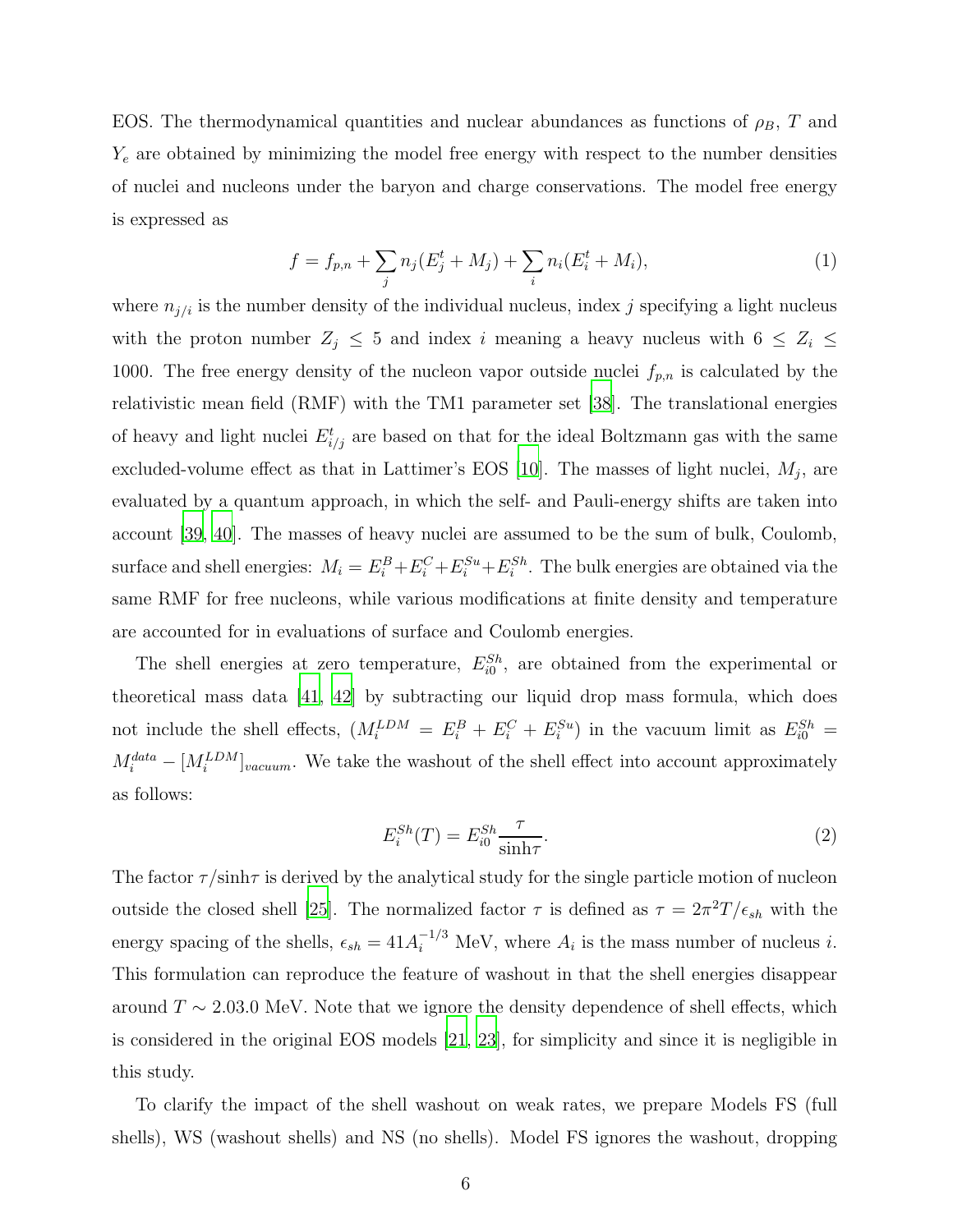EOS. The thermodynamical quantities and nuclear abundances as functions of $\rho_B$, $T$ and $Y_e$ are obtained by minimizing the model free energy with respect to the number densities of nuclei and nucleons under the baryon and charge conservations. The model free energy is expressed as

$$f = f_{p,n} + \sum_j n_j(E_j^t + M_j) + \sum_i n_i(E_i^t + M_i), \tag{1}$$

where $n_{j/i}$ is the number density of the individual nucleus, index $j$ specifying a light nucleus with the proton number $Z_j \leq 5$ and index $i$ meaning a heavy nucleus with $6 \leq Z_i \leq 1000$. The free energy density of the nucleon vapor outside nuclei $f_{p,n}$ is calculated by the relativistic mean field (RMF) with the TM1 parameter set [38]. The translational energies of heavy and light nuclei $E_{i/j}^t$ are based on that for the ideal Boltzmann gas with the same excluded-volume effect as that in Lattimer's EOS [10]. The masses of light nuclei, $M_j$, are evaluated by a quantum approach, in which the self- and Pauli-energy shifts are taken into account [39, 40]. The masses of heavy nuclei are assumed to be the sum of bulk, Coulomb, surface and shell energies: $M_i = E_i^B + E_i^C + E_i^{Su} + E_i^{Sh}$. The bulk energies are obtained via the same RMF for free nucleons, while various modifications at finite density and temperature are accounted for in evaluations of surface and Coulomb energies.

The shell energies at zero temperature, $E_{i0}^{Sh}$, are obtained from the experimental or theoretical mass data [41, 42] by subtracting our liquid drop mass formula, which does not include the shell effects, ($M_i^{LDM} = E_i^B + E_i^C + E_i^{Su}$) in the vacuum limit as $E_{i0}^{Sh} = M_i^{data} - [M_i^{LDM}]_{vacuum}$. We take the washout of the shell effect into account approximately as follows:

$$E_i^{Sh}(T) = E_{i0}^{Sh} \frac{\tau}{\sinh\tau}. \tag{2}$$

The factor $\tau/\sinh\tau$ is derived by the analytical study for the single particle motion of nucleon outside the closed shell [25]. The normalized factor $\tau$ is defined as $\tau = 2\pi^2 T/\epsilon_{sh}$ with the energy spacing of the shells, $\epsilon_{sh} = 41 A_i^{-1/3}$ MeV, where $A_i$ is the mass number of nucleus $i$. This formulation can reproduce the feature of washout in that the shell energies disappear around $T \sim 2.03.0$ MeV. Note that we ignore the density dependence of shell effects, which is considered in the original EOS models [21, 23], for simplicity and since it is negligible in this study.

To clarify the impact of the shell washout on weak rates, we prepare Models FS (full shells), WS (washout shells) and NS (no shells). Model FS ignores the washout, dropping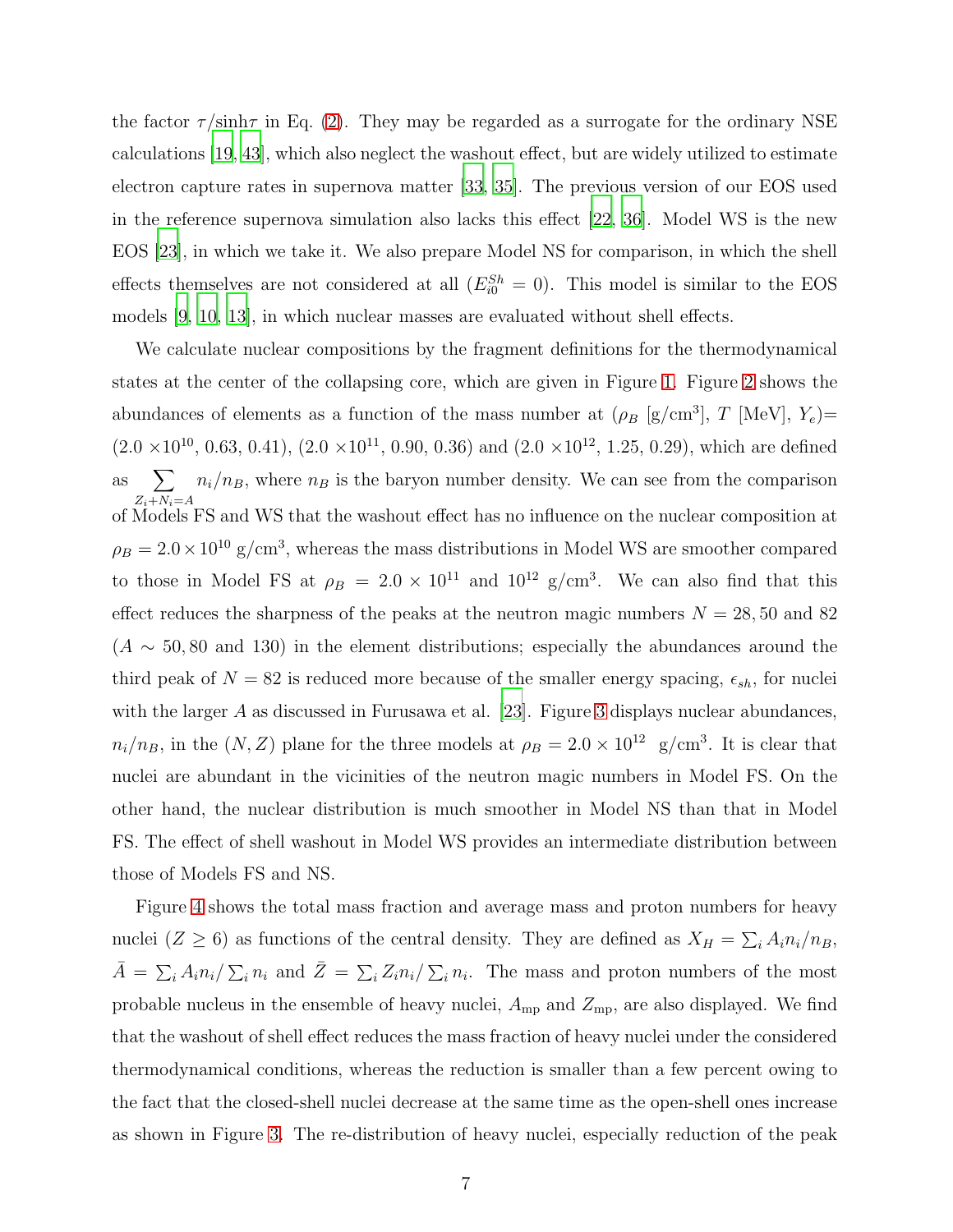the factor $\tau/\sinh\tau$ in Eq. (2). They may be regarded as a surrogate for the ordinary NSE calculations [19, 43], which also neglect the washout effect, but are widely utilized to estimate electron capture rates in supernova matter [33, 35]. The previous version of our EOS used in the reference supernova simulation also lacks this effect [22, 36]. Model WS is the new EOS [23], in which we take it. We also prepare Model NS for comparison, in which the shell effects themselves are not considered at all ($E^{Sh}_{i0} = 0$). This model is similar to the EOS models [9, 10, 13], in which nuclear masses are evaluated without shell effects.

We calculate nuclear compositions by the fragment definitions for the thermodynamical states at the center of the collapsing core, which are given in Figure 1. Figure 2 shows the abundances of elements as a function of the mass number at ($\rho_B$ [g/cm$^3$], $T$ [MeV], $Y_e$)= ($2.0 \times 10^{10}$, 0.63, 0.41), ($2.0 \times 10^{11}$, 0.90, 0.36) and ($2.0 \times 10^{12}$, 1.25, 0.29), which are defined as $\sum_{Z_i+N_i=A} n_i/n_B$, where $n_B$ is the baryon number density. We can see from the comparison of Models FS and WS that the washout effect has no influence on the nuclear composition at $\rho_B = 2.0 \times 10^{10}$ g/cm$^3$, whereas the mass distributions in Model WS are smoother compared to those in Model FS at $\rho_B = 2.0 \times 10^{11}$ and $10^{12}$ g/cm$^3$. We can also find that this effect reduces the sharpness of the peaks at the neutron magic numbers $N = 28, 50$ and $82$ ($A \sim 50, 80$ and $130$) in the element distributions; especially the abundances around the third peak of $N = 82$ is reduced more because of the smaller energy spacing, $\epsilon_{sh}$, for nuclei with the larger $A$ as discussed in Furusawa et al. [23]. Figure 3 displays nuclear abundances, $n_i/n_B$, in the $(N, Z)$ plane for the three models at $\rho_B = 2.0 \times 10^{12}$ g/cm$^3$. It is clear that nuclei are abundant in the vicinities of the neutron magic numbers in Model FS. On the other hand, the nuclear distribution is much smoother in Model NS than that in Model FS. The effect of shell washout in Model WS provides an intermediate distribution between those of Models FS and NS.

Figure 4 shows the total mass fraction and average mass and proton numbers for heavy nuclei ($Z \geq 6$) as functions of the central density. They are defined as $X_H = \sum_i A_i n_i/n_B$, $\bar{A} = \sum_i A_i n_i/\sum_i n_i$ and $\bar{Z} = \sum_i Z_i n_i/\sum_i n_i$. The mass and proton numbers of the most probable nucleus in the ensemble of heavy nuclei, $A_{\rm mp}$ and $Z_{\rm mp}$, are also displayed. We find that the washout of shell effect reduces the mass fraction of heavy nuclei under the considered thermodynamical conditions, whereas the reduction is smaller than a few percent owing to the fact that the closed-shell nuclei decrease at the same time as the open-shell ones increase as shown in Figure 3. The re-distribution of heavy nuclei, especially reduction of the peak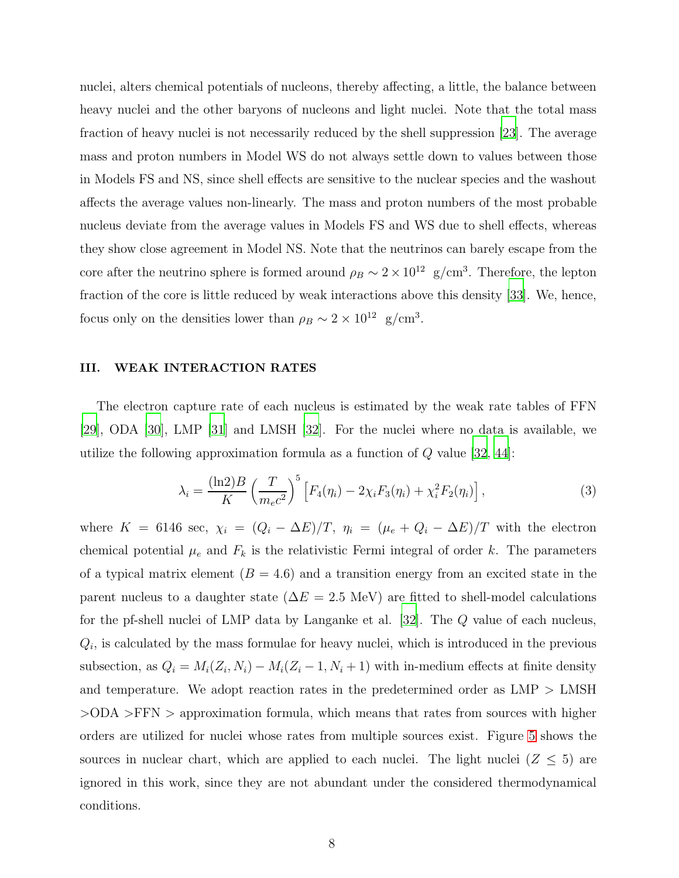nuclei, alters chemical potentials of nucleons, thereby affecting, a little, the balance between heavy nuclei and the other baryons of nucleons and light nuclei. Note that the total mass fraction of heavy nuclei is not necessarily reduced by the shell suppression [23]. The average mass and proton numbers in Model WS do not always settle down to values between those in Models FS and NS, since shell effects are sensitive to the nuclear species and the washout affects the average values non-linearly. The mass and proton numbers of the most probable nucleus deviate from the average values in Models FS and WS due to shell effects, whereas they show close agreement in Model NS. Note that the neutrinos can barely escape from the core after the neutrino sphere is formed around $\rho_B \sim 2 \times 10^{12}$ g/cm$^3$. Therefore, the lepton fraction of the core is little reduced by weak interactions above this density [33]. We, hence, focus only on the densities lower than $\rho_B \sim 2 \times 10^{12}$ g/cm$^3$.

## III. WEAK INTERACTION RATES

The electron capture rate of each nucleus is estimated by the weak rate tables of FFN [29], ODA [30], LMP [31] and LMSH [32]. For the nuclei where no data is available, we utilize the following approximation formula as a function of $Q$ value [32, 44]:

$$\lambda_i = \frac{(\ln 2)B}{K} \left(\frac{T}{m_e c^2}\right)^5 \left[F_4(\eta_i) - 2\chi_i F_3(\eta_i) + \chi_i^2 F_2(\eta_i)\right], \tag{3}$$

where $K = 6146$ sec, $\chi_i = (Q_i - \Delta E)/T$, $\eta_i = (\mu_e + Q_i - \Delta E)/T$ with the electron chemical potential $\mu_e$ and $F_k$ is the relativistic Fermi integral of order $k$. The parameters of a typical matrix element ($B = 4.6$) and a transition energy from an excited state in the parent nucleus to a daughter state ($\Delta E = 2.5$ MeV) are fitted to shell-model calculations for the pf-shell nuclei of LMP data by Langanke et al. [32]. The $Q$ value of each nucleus, $Q_i$, is calculated by the mass formulae for heavy nuclei, which is introduced in the previous subsection, as $Q_i = M_i(Z_i, N_i) - M_i(Z_i - 1, N_i + 1)$ with in-medium effects at finite density and temperature. We adopt reaction rates in the predetermined order as LMP > LMSH >ODA >FFN > approximation formula, which means that rates from sources with higher orders are utilized for nuclei whose rates from multiple sources exist. Figure 5 shows the sources in nuclear chart, which are applied to each nuclei. The light nuclei ($Z \leq 5$) are ignored in this work, since they are not abundant under the considered thermodynamical conditions.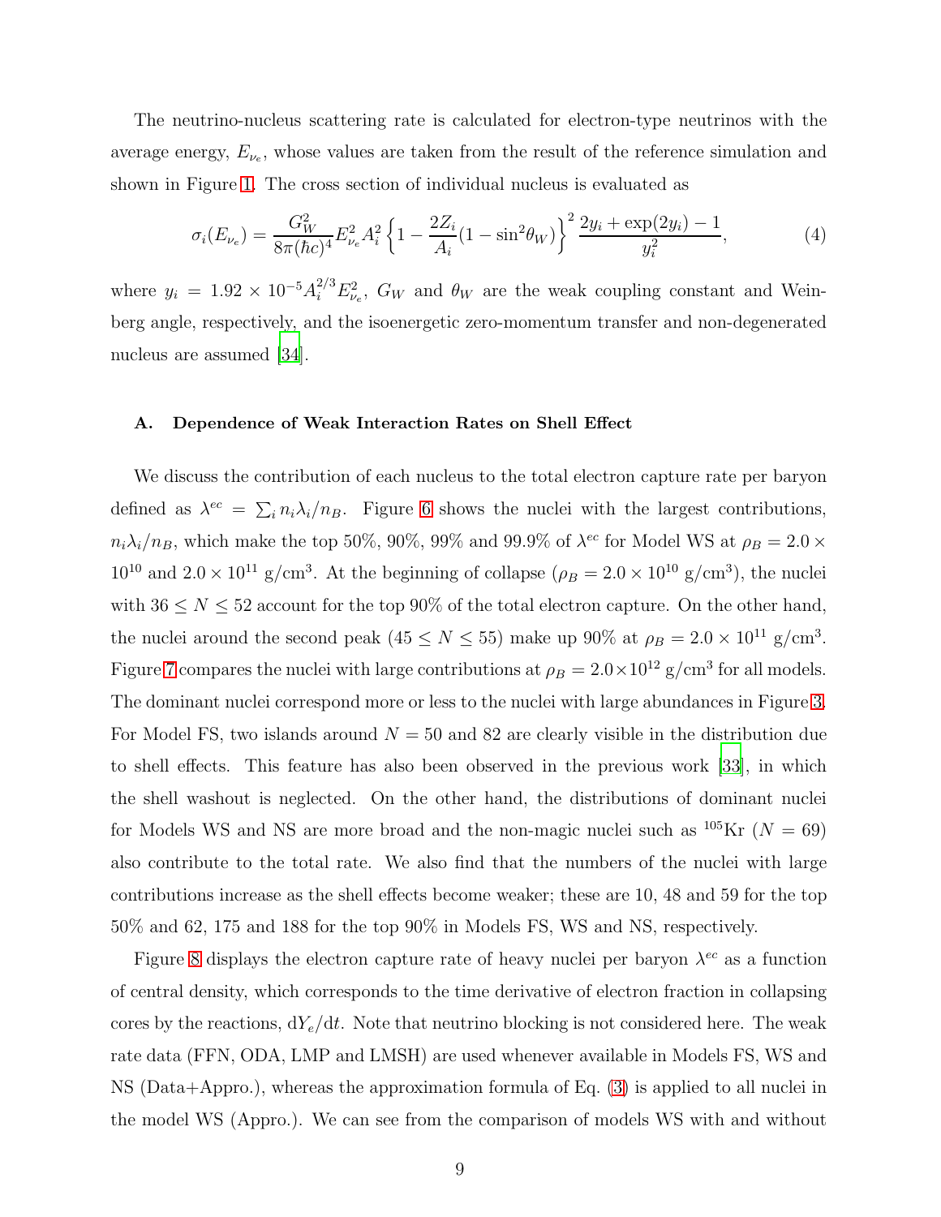The neutrino-nucleus scattering rate is calculated for electron-type neutrinos with the average energy, $E_{\nu_e}$, whose values are taken from the result of the reference simulation and shown in Figure 1. The cross section of individual nucleus is evaluated as

$$\sigma_i(E_{\nu_e}) = \frac{G_W^2}{8\pi(\hbar c)^4} E_{\nu_e}^2 A_i^2 \left\{1 - \frac{2Z_i}{A_i}(1 - \sin^2\theta_W)\right\}^2 \frac{2y_i + \exp(2y_i) - 1}{y_i^2}, \tag{4}$$

where $y_i = 1.92 \times 10^{-5} A_i^{2/3} E_{\nu_e}^2$, $G_W$ and $\theta_W$ are the weak coupling constant and Weinberg angle, respectively, and the isoenergetic zero-momentum transfer and non-degenerated nucleus are assumed [34].

### A. Dependence of Weak Interaction Rates on Shell Effect

We discuss the contribution of each nucleus to the total electron capture rate per baryon defined as $\lambda^{ec} = \sum_i n_i \lambda_i / n_B$. Figure 6 shows the nuclei with the largest contributions, $n_i \lambda_i / n_B$, which make the top 50%, 90%, 99% and 99.9% of $\lambda^{ec}$ for Model WS at $\rho_B = 2.0 \times 10^{10}$ and $2.0 \times 10^{11}$ g/cm$^3$. At the beginning of collapse ($\rho_B = 2.0 \times 10^{10}$ g/cm$^3$), the nuclei with $36 \leq N \leq 52$ account for the top 90% of the total electron capture. On the other hand, the nuclei around the second peak ($45 \leq N \leq 55$) make up 90% at $\rho_B = 2.0 \times 10^{11}$ g/cm$^3$. Figure 7 compares the nuclei with large contributions at $\rho_B = 2.0 \times 10^{12}$ g/cm$^3$ for all models. The dominant nuclei correspond more or less to the nuclei with large abundances in Figure 3. For Model FS, two islands around $N = 50$ and 82 are clearly visible in the distribution due to shell effects. This feature has also been observed in the previous work [33], in which the shell washout is neglected. On the other hand, the distributions of dominant nuclei for Models WS and NS are more broad and the non-magic nuclei such as $^{105}$Kr ($N = 69$) also contribute to the total rate. We also find that the numbers of the nuclei with large contributions increase as the shell effects become weaker; these are 10, 48 and 59 for the top 50% and 62, 175 and 188 for the top 90% in Models FS, WS and NS, respectively.

Figure 8 displays the electron capture rate of heavy nuclei per baryon $\lambda^{ec}$ as a function of central density, which corresponds to the time derivative of electron fraction in collapsing cores by the reactions, $\mathrm{d}Y_e/\mathrm{d}t$. Note that neutrino blocking is not considered here. The weak rate data (FFN, ODA, LMP and LMSH) are used whenever available in Models FS, WS and NS (Data+Appro.), whereas the approximation formula of Eq. (3) is applied to all nuclei in the model WS (Appro.). We can see from the comparison of models WS with and without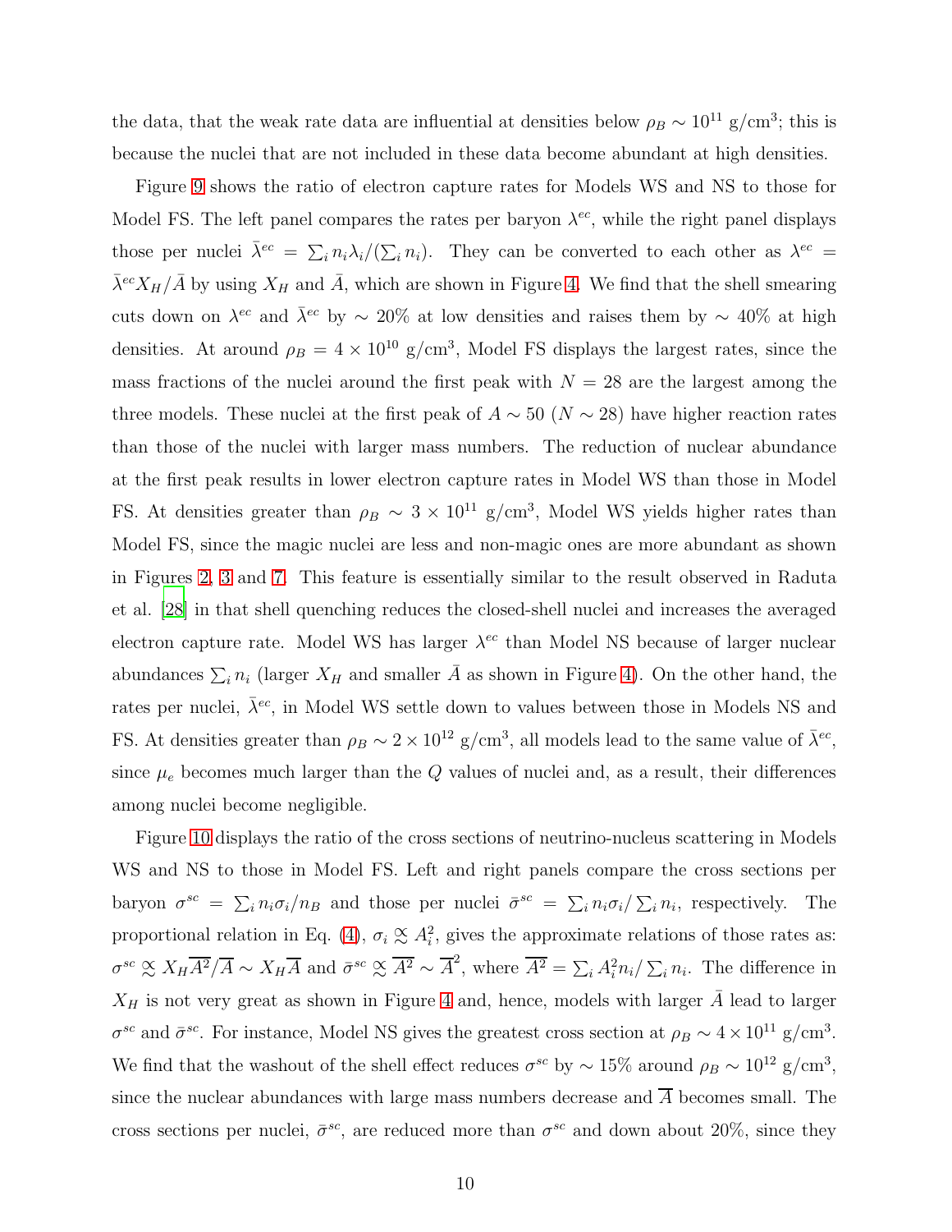the data, that the weak rate data are influential at densities below $\rho_B \sim 10^{11}$ g/cm$^3$; this is because the nuclei that are not included in these data become abundant at high densities.

Figure 9 shows the ratio of electron capture rates for Models WS and NS to those for Model FS. The left panel compares the rates per baryon $\lambda^{ec}$, while the right panel displays those per nuclei $\bar{\lambda}^{ec} = \sum_i n_i \lambda_i / (\sum_i n_i)$. They can be converted to each other as $\lambda^{ec} = \bar{\lambda}^{ec} X_H / \bar{A}$ by using $X_H$ and $\bar{A}$, which are shown in Figure 4. We find that the shell smearing cuts down on $\lambda^{ec}$ and $\bar{\lambda}^{ec}$ by $\sim 20\%$ at low densities and raises them by $\sim 40\%$ at high densities. At around $\rho_B = 4 \times 10^{10}$ g/cm$^3$, Model FS displays the largest rates, since the mass fractions of the nuclei around the first peak with $N = 28$ are the largest among the three models. These nuclei at the first peak of $A \sim 50$ ($N \sim 28$) have higher reaction rates than those of the nuclei with larger mass numbers. The reduction of nuclear abundance at the first peak results in lower electron capture rates in Model WS than those in Model FS. At densities greater than $\rho_B \sim 3 \times 10^{11}$ g/cm$^3$, Model WS yields higher rates than Model FS, since the magic nuclei are less and non-magic ones are more abundant as shown in Figures 2, 3 and 7. This feature is essentially similar to the result observed in Raduta et al. [28] in that shell quenching reduces the closed-shell nuclei and increases the averaged electron capture rate. Model WS has larger $\lambda^{ec}$ than Model NS because of larger nuclear abundances $\sum_i n_i$ (larger $X_H$ and smaller $\bar{A}$ as shown in Figure 4). On the other hand, the rates per nuclei, $\bar{\lambda}^{ec}$, in Model WS settle down to values between those in Models NS and FS. At densities greater than $\rho_B \sim 2 \times 10^{12}$ g/cm$^3$, all models lead to the same value of $\bar{\lambda}^{ec}$, since $\mu_e$ becomes much larger than the $Q$ values of nuclei and, as a result, their differences among nuclei become negligible.

Figure 10 displays the ratio of the cross sections of neutrino-nucleus scattering in Models WS and NS to those in Model FS. Left and right panels compare the cross sections per baryon $\sigma^{sc} = \sum_i n_i \sigma_i / n_B$ and those per nuclei $\bar{\sigma}^{sc} = \sum_i n_i \sigma_i / \sum_i n_i$, respectively. The proportional relation in Eq. (4), $\sigma_i \mathrel{\substack{\propto \\ \sim}} A_i^2$, gives the approximate relations of those rates as: $\sigma^{sc} \mathrel{\substack{\propto \\ \sim}} X_H \overline{A^2} / \overline{A} \sim X_H \overline{A}$ and $\bar{\sigma}^{sc} \mathrel{\substack{\propto \\ \sim}} \overline{A^2} \sim \overline{A}^2$, where $\overline{A^2} = \sum_i A_i^2 n_i / \sum_i n_i$. The difference in $X_H$ is not very great as shown in Figure 4 and, hence, models with larger $\bar{A}$ lead to larger $\sigma^{sc}$ and $\bar{\sigma}^{sc}$. For instance, Model NS gives the greatest cross section at $\rho_B \sim 4 \times 10^{11}$ g/cm$^3$. We find that the washout of the shell effect reduces $\sigma^{sc}$ by $\sim 15\%$ around $\rho_B \sim 10^{12}$ g/cm$^3$, since the nuclear abundances with large mass numbers decrease and $\overline{A}$ becomes small. The cross sections per nuclei, $\bar{\sigma}^{sc}$, are reduced more than $\sigma^{sc}$ and down about 20%, since they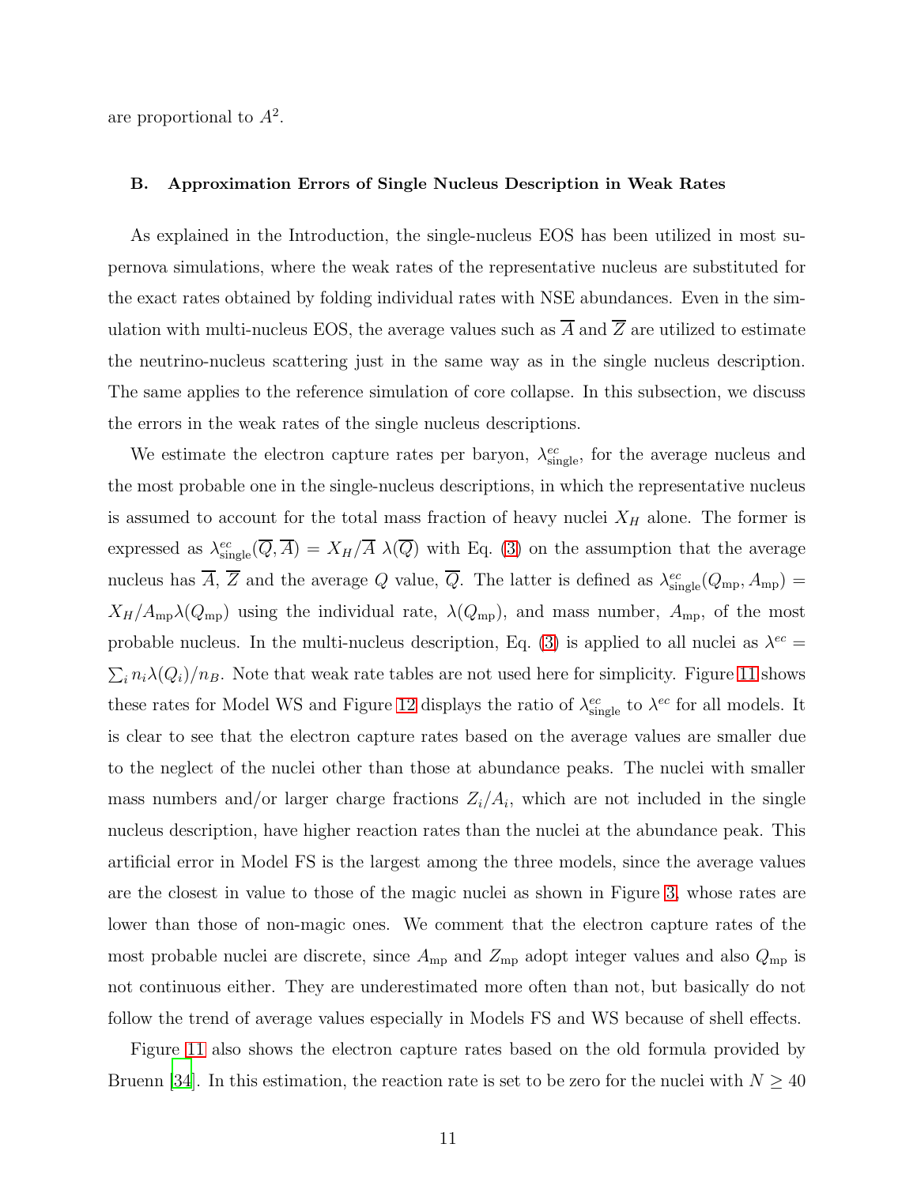are proportional to $A^2$.

### B. Approximation Errors of Single Nucleus Description in Weak Rates

As explained in the Introduction, the single-nucleus EOS has been utilized in most supernova simulations, where the weak rates of the representative nucleus are substituted for the exact rates obtained by folding individual rates with NSE abundances. Even in the simulation with multi-nucleus EOS, the average values such as $\overline{A}$ and $\overline{Z}$ are utilized to estimate the neutrino-nucleus scattering just in the same way as in the single nucleus description. The same applies to the reference simulation of core collapse. In this subsection, we discuss the errors in the weak rates of the single nucleus descriptions.

We estimate the electron capture rates per baryon, $\lambda^{ec}_{\rm single}$, for the average nucleus and the most probable one in the single-nucleus descriptions, in which the representative nucleus is assumed to account for the total mass fraction of heavy nuclei $X_H$ alone. The former is expressed as $\lambda^{ec}_{\rm single}(\overline{Q}, \overline{A}) = X_H/\overline{A}\ \lambda(\overline{Q})$ with Eq. (3) on the assumption that the average nucleus has $\overline{A}$, $\overline{Z}$ and the average $Q$ value, $\overline{Q}$. The latter is defined as $\lambda^{ec}_{\rm single}(Q_{\rm mp}, A_{\rm mp}) = X_H/A_{\rm mp}\lambda(Q_{\rm mp})$ using the individual rate, $\lambda(Q_{\rm mp})$, and mass number, $A_{\rm mp}$, of the most probable nucleus. In the multi-nucleus description, Eq. (3) is applied to all nuclei as $\lambda^{ec} = \sum_i n_i \lambda(Q_i)/n_B$. Note that weak rate tables are not used here for simplicity. Figure 11 shows these rates for Model WS and Figure 12 displays the ratio of $\lambda^{ec}_{\rm single}$ to $\lambda^{ec}$ for all models. It is clear to see that the electron capture rates based on the average values are smaller due to the neglect of the nuclei other than those at abundance peaks. The nuclei with smaller mass numbers and/or larger charge fractions $Z_i/A_i$, which are not included in the single nucleus description, have higher reaction rates than the nuclei at the abundance peak. This artificial error in Model FS is the largest among the three models, since the average values are the closest in value to those of the magic nuclei as shown in Figure 3, whose rates are lower than those of non-magic ones. We comment that the electron capture rates of the most probable nuclei are discrete, since $A_{\rm mp}$ and $Z_{\rm mp}$ adopt integer values and also $Q_{\rm mp}$ is not continuous either. They are underestimated more often than not, but basically do not follow the trend of average values especially in Models FS and WS because of shell effects.

Figure 11 also shows the electron capture rates based on the old formula provided by Bruenn [34]. In this estimation, the reaction rate is set to be zero for the nuclei with $N \geq 40$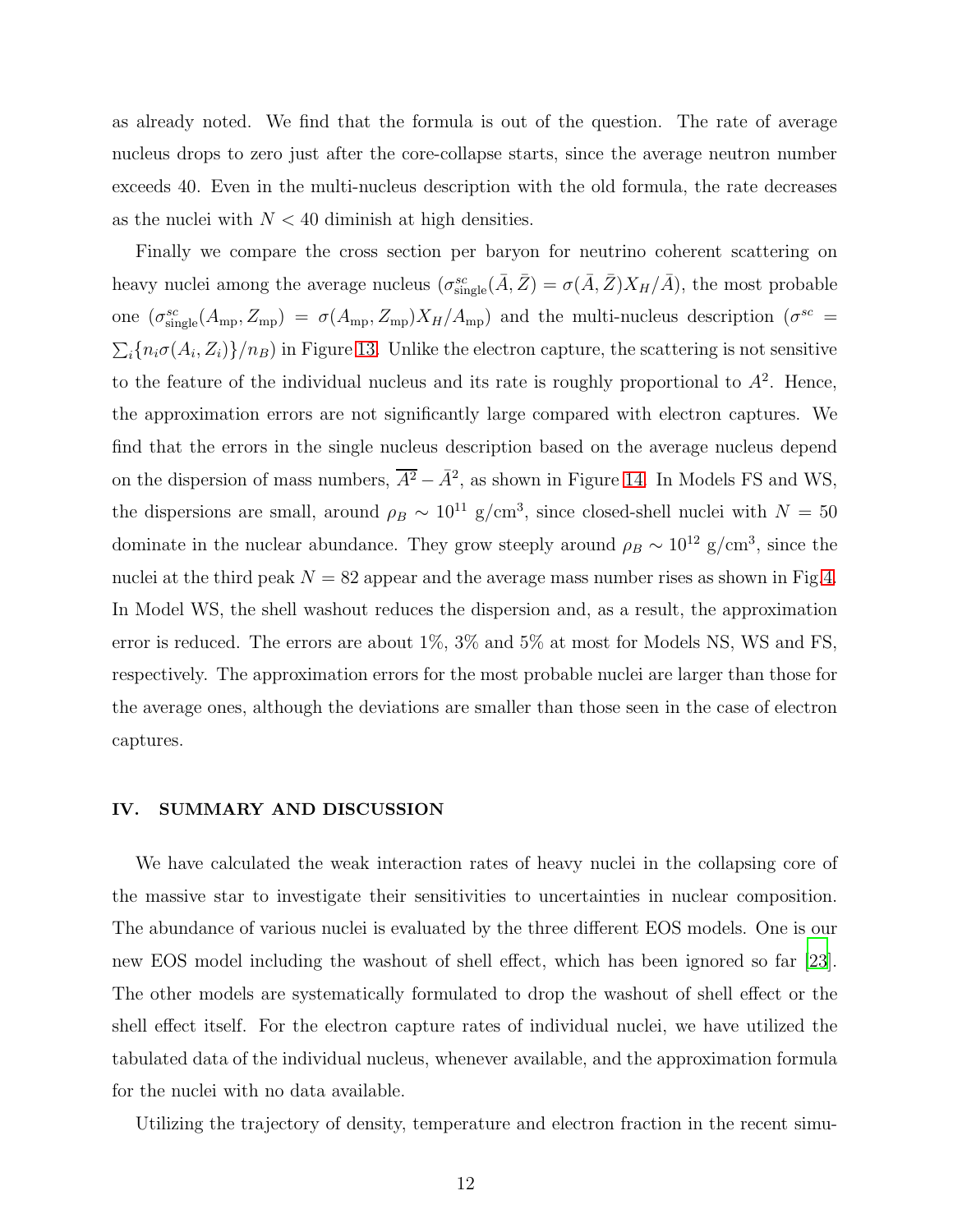as already noted. We find that the formula is out of the question. The rate of average nucleus drops to zero just after the core-collapse starts, since the average neutron number exceeds 40. Even in the multi-nucleus description with the old formula, the rate decreases as the nuclei with $N < 40$ diminish at high densities.

Finally we compare the cross section per baryon for neutrino coherent scattering on heavy nuclei among the average nucleus ($\sigma^{sc}_{\rm single}(\bar{A}, \bar{Z}) = \sigma(\bar{A}, \bar{Z})X_H/\bar{A}$), the most probable one ($\sigma^{sc}_{\rm single}(A_{\rm mp}, Z_{\rm mp}) = \sigma(A_{\rm mp}, Z_{\rm mp})X_H/A_{\rm mp}$) and the multi-nucleus description ($\sigma^{sc} = \sum_i \{n_i \sigma(A_i, Z_i)\}/n_B$) in Figure 13. Unlike the electron capture, the scattering is not sensitive to the feature of the individual nucleus and its rate is roughly proportional to $A^2$. Hence, the approximation errors are not significantly large compared with electron captures. We find that the errors in the single nucleus description based on the average nucleus depend on the dispersion of mass numbers, $\overline{A^2} - \bar{A}^2$, as shown in Figure 14. In Models FS and WS, the dispersions are small, around $\rho_B \sim 10^{11}$ g/cm$^3$, since closed-shell nuclei with $N = 50$ dominate in the nuclear abundance. They grow steeply around $\rho_B \sim 10^{12}$ g/cm$^3$, since the nuclei at the third peak $N = 82$ appear and the average mass number rises as shown in Fig.4. In Model WS, the shell washout reduces the dispersion and, as a result, the approximation error is reduced. The errors are about 1%, 3% and 5% at most for Models NS, WS and FS, respectively. The approximation errors for the most probable nuclei are larger than those for the average ones, although the deviations are smaller than those seen in the case of electron captures.

## IV. SUMMARY AND DISCUSSION

We have calculated the weak interaction rates of heavy nuclei in the collapsing core of the massive star to investigate their sensitivities to uncertainties in nuclear composition. The abundance of various nuclei is evaluated by the three different EOS models. One is our new EOS model including the washout of shell effect, which has been ignored so far [23]. The other models are systematically formulated to drop the washout of shell effect or the shell effect itself. For the electron capture rates of individual nuclei, we have utilized the tabulated data of the individual nucleus, whenever available, and the approximation formula for the nuclei with no data available.

Utilizing the trajectory of density, temperature and electron fraction in the recent simu-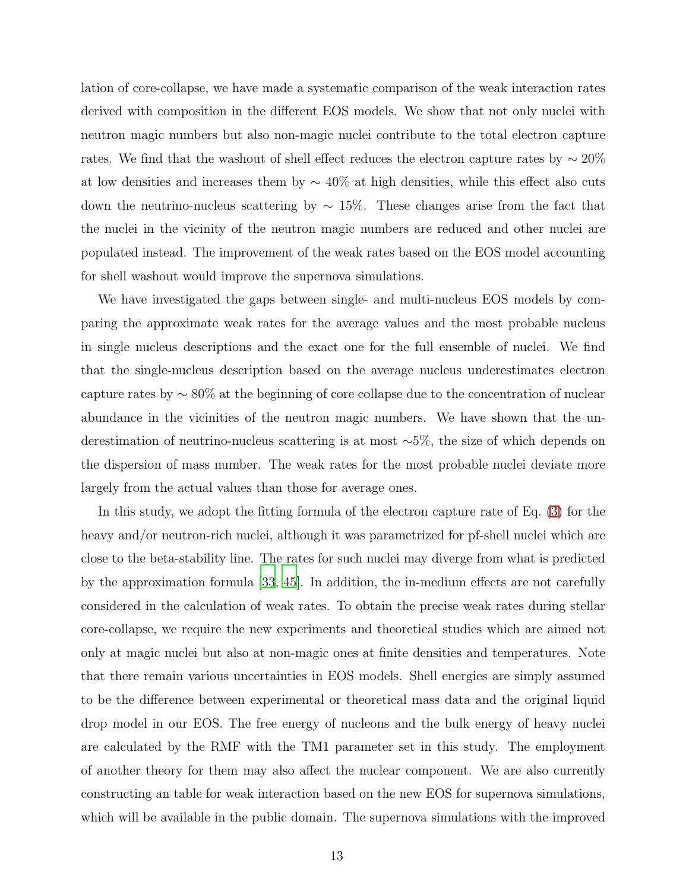lation of core-collapse, we have made a systematic comparison of the weak interaction rates derived with composition in the different EOS models. We show that not only nuclei with neutron magic numbers but also non-magic nuclei contribute to the total electron capture rates. We find that the washout of shell effect reduces the electron capture rates by $\sim 20\%$ at low densities and increases them by $\sim 40\%$ at high densities, while this effect also cuts down the neutrino-nucleus scattering by $\sim 15\%$. These changes arise from the fact that the nuclei in the vicinity of the neutron magic numbers are reduced and other nuclei are populated instead. The improvement of the weak rates based on the EOS model accounting for shell washout would improve the supernova simulations.

We have investigated the gaps between single- and multi-nucleus EOS models by comparing the approximate weak rates for the average values and the most probable nucleus in single nucleus descriptions and the exact one for the full ensemble of nuclei. We find that the single-nucleus description based on the average nucleus underestimates electron capture rates by $\sim 80\%$ at the beginning of core collapse due to the concentration of nuclear abundance in the vicinities of the neutron magic numbers. We have shown that the underestimation of neutrino-nucleus scattering is at most $\sim$5%, the size of which depends on the dispersion of mass number. The weak rates for the most probable nuclei deviate more largely from the actual values than those for average ones.

In this study, we adopt the fitting formula of the electron capture rate of Eq. (3) for the heavy and/or neutron-rich nuclei, although it was parametrized for pf-shell nuclei which are close to the beta-stability line. The rates for such nuclei may diverge from what is predicted by the approximation formula [33, 45]. In addition, the in-medium effects are not carefully considered in the calculation of weak rates. To obtain the precise weak rates during stellar core-collapse, we require the new experiments and theoretical studies which are aimed not only at magic nuclei but also at non-magic ones at finite densities and temperatures. Note that there remain various uncertainties in EOS models. Shell energies are simply assumed to be the difference between experimental or theoretical mass data and the original liquid drop model in our EOS. The free energy of nucleons and the bulk energy of heavy nuclei are calculated by the RMF with the TM1 parameter set in this study. The employment of another theory for them may also affect the nuclear component. We are also currently constructing an table for weak interaction based on the new EOS for supernova simulations, which will be available in the public domain. The supernova simulations with the improved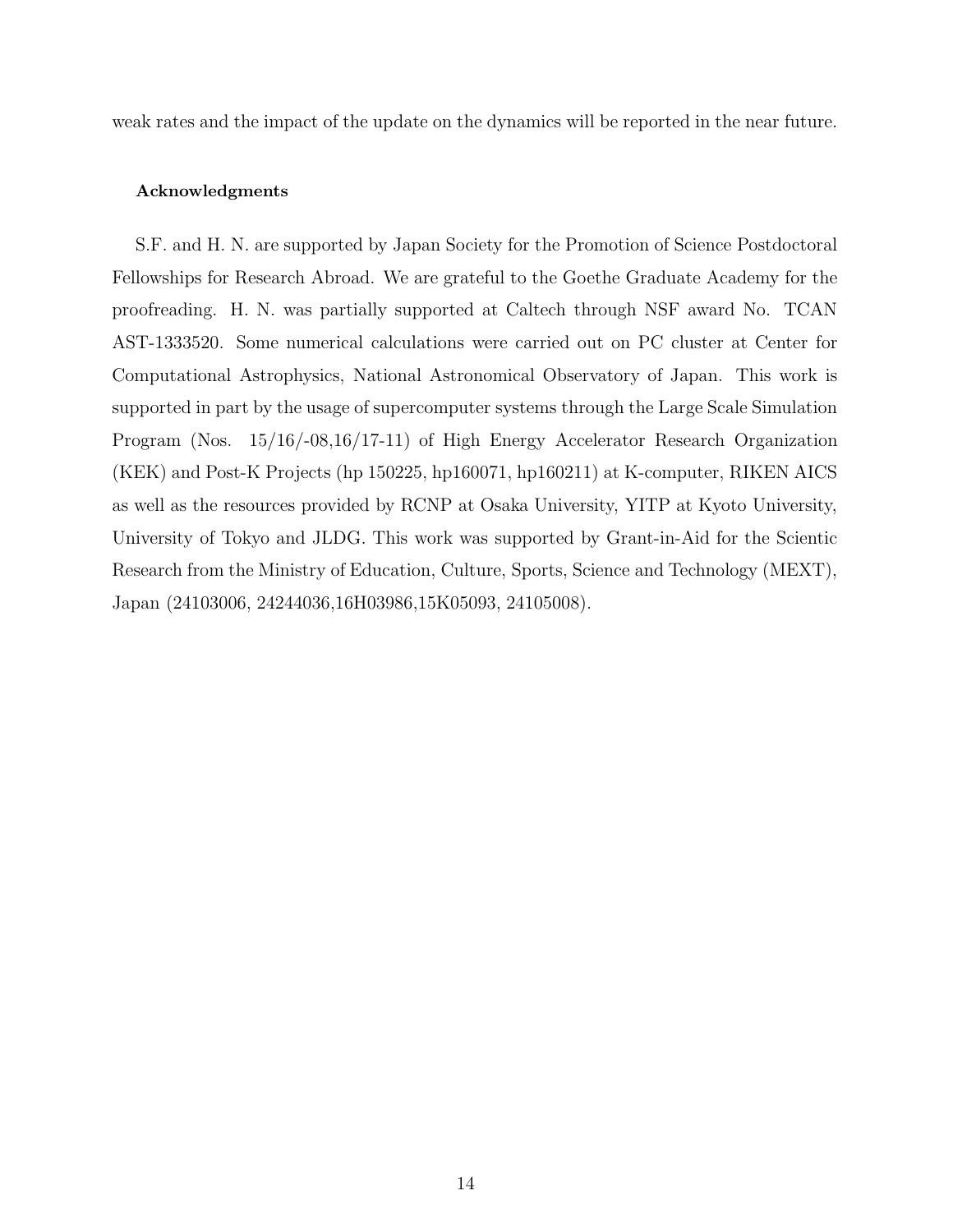weak rates and the impact of the update on the dynamics will be reported in the near future.

#### Acknowledgments

S.F. and H. N. are supported by Japan Society for the Promotion of Science Postdoctoral Fellowships for Research Abroad. We are grateful to the Goethe Graduate Academy for the proofreading. H. N. was partially supported at Caltech through NSF award No. TCAN AST-1333520. Some numerical calculations were carried out on PC cluster at Center for Computational Astrophysics, National Astronomical Observatory of Japan. This work is supported in part by the usage of supercomputer systems through the Large Scale Simulation Program (Nos. 15/16/-08,16/17-11) of High Energy Accelerator Research Organization (KEK) and Post-K Projects (hp 150225, hp160071, hp160211) at K-computer, RIKEN AICS as well as the resources provided by RCNP at Osaka University, YITP at Kyoto University, University of Tokyo and JLDG. This work was supported by Grant-in-Aid for the Scientic Research from the Ministry of Education, Culture, Sports, Science and Technology (MEXT), Japan (24103006, 24244036,16H03986,15K05093, 24105008).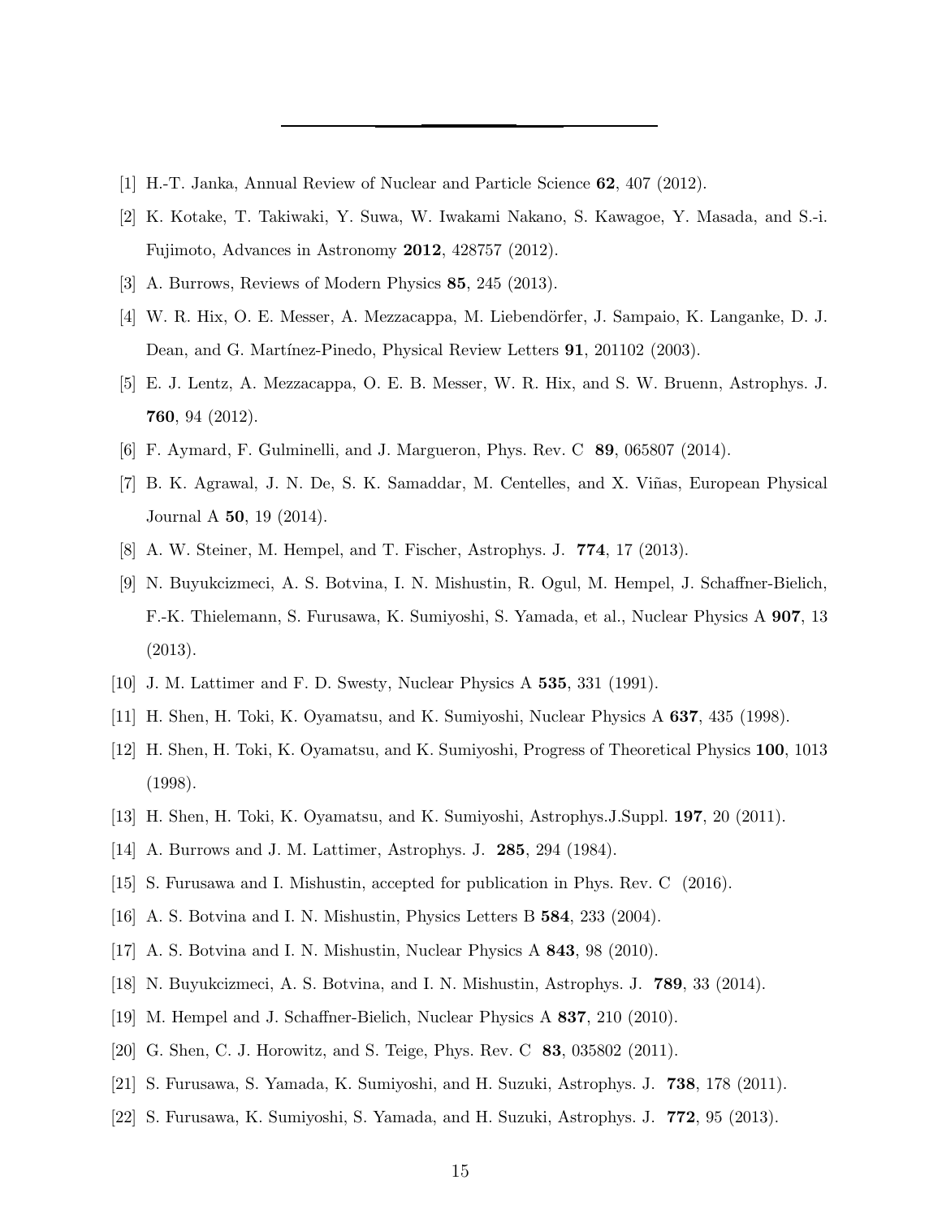[1] H.-T. Janka, Annual Review of Nuclear and Particle Science **62**, 407 (2012).

[2] K. Kotake, T. Takiwaki, Y. Suwa, W. Iwakami Nakano, S. Kawagoe, Y. Masada, and S.-i. Fujimoto, Advances in Astronomy **2012**, 428757 (2012).

[3] A. Burrows, Reviews of Modern Physics **85**, 245 (2013).

[4] W. R. Hix, O. E. Messer, A. Mezzacappa, M. Liebendörfer, J. Sampaio, K. Langanke, D. J. Dean, and G. Martínez-Pinedo, Physical Review Letters **91**, 201102 (2003).

[5] E. J. Lentz, A. Mezzacappa, O. E. B. Messer, W. R. Hix, and S. W. Bruenn, Astrophys. J. **760**, 94 (2012).

[6] F. Aymard, F. Gulminelli, and J. Margueron, Phys. Rev. C **89**, 065807 (2014).

[7] B. K. Agrawal, J. N. De, S. K. Samaddar, M. Centelles, and X. Viñas, European Physical Journal A **50**, 19 (2014).

[8] A. W. Steiner, M. Hempel, and T. Fischer, Astrophys. J. **774**, 17 (2013).

[9] N. Buyukcizmeci, A. S. Botvina, I. N. Mishustin, R. Ogul, M. Hempel, J. Schaffner-Bielich, F.-K. Thielemann, S. Furusawa, K. Sumiyoshi, S. Yamada, et al., Nuclear Physics A **907**, 13 (2013).

[10] J. M. Lattimer and F. D. Swesty, Nuclear Physics A **535**, 331 (1991).

[11] H. Shen, H. Toki, K. Oyamatsu, and K. Sumiyoshi, Nuclear Physics A **637**, 435 (1998).

[12] H. Shen, H. Toki, K. Oyamatsu, and K. Sumiyoshi, Progress of Theoretical Physics **100**, 1013 (1998).

[13] H. Shen, H. Toki, K. Oyamatsu, and K. Sumiyoshi, Astrophys.J.Suppl. **197**, 20 (2011).

[14] A. Burrows and J. M. Lattimer, Astrophys. J. **285**, 294 (1984).

[15] S. Furusawa and I. Mishustin, accepted for publication in Phys. Rev. C (2016).

[16] A. S. Botvina and I. N. Mishustin, Physics Letters B **584**, 233 (2004).

[17] A. S. Botvina and I. N. Mishustin, Nuclear Physics A **843**, 98 (2010).

[18] N. Buyukcizmeci, A. S. Botvina, and I. N. Mishustin, Astrophys. J. **789**, 33 (2014).

[19] M. Hempel and J. Schaffner-Bielich, Nuclear Physics A **837**, 210 (2010).

[20] G. Shen, C. J. Horowitz, and S. Teige, Phys. Rev. C **83**, 035802 (2011).

[21] S. Furusawa, S. Yamada, K. Sumiyoshi, and H. Suzuki, Astrophys. J. **738**, 178 (2011).

[22] S. Furusawa, K. Sumiyoshi, S. Yamada, and H. Suzuki, Astrophys. J. **772**, 95 (2013).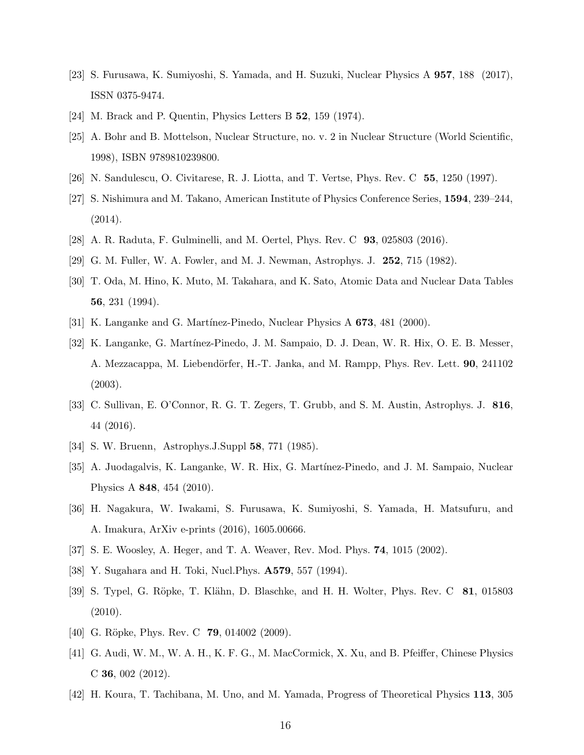[23] S. Furusawa, K. Sumiyoshi, S. Yamada, and H. Suzuki, Nuclear Physics A **957**, 188 (2017), ISSN 0375-9474.

[24] M. Brack and P. Quentin, Physics Letters B **52**, 159 (1974).

[25] A. Bohr and B. Mottelson, Nuclear Structure, no. v. 2 in Nuclear Structure (World Scientific, 1998), ISBN 9789810239800.

[26] N. Sandulescu, O. Civitarese, R. J. Liotta, and T. Vertse, Phys. Rev. C **55**, 1250 (1997).

[27] S. Nishimura and M. Takano, American Institute of Physics Conference Series, **1594**, 239–244, (2014).

[28] A. R. Raduta, F. Gulminelli, and M. Oertel, Phys. Rev. C **93**, 025803 (2016).

[29] G. M. Fuller, W. A. Fowler, and M. J. Newman, Astrophys. J. **252**, 715 (1982).

[30] T. Oda, M. Hino, K. Muto, M. Takahara, and K. Sato, Atomic Data and Nuclear Data Tables **56**, 231 (1994).

[31] K. Langanke and G. Martínez-Pinedo, Nuclear Physics A **673**, 481 (2000).

[32] K. Langanke, G. Martínez-Pinedo, J. M. Sampaio, D. J. Dean, W. R. Hix, O. E. B. Messer, A. Mezzacappa, M. Liebendörfer, H.-T. Janka, and M. Rampp, Phys. Rev. Lett. **90**, 241102 (2003).

[33] C. Sullivan, E. O'Connor, R. G. T. Zegers, T. Grubb, and S. M. Austin, Astrophys. J. **816**, 44 (2016).

[34] S. W. Bruenn, Astrophys.J.Suppl **58**, 771 (1985).

[35] A. Juodagalvis, K. Langanke, W. R. Hix, G. Martínez-Pinedo, and J. M. Sampaio, Nuclear Physics A **848**, 454 (2010).

[36] H. Nagakura, W. Iwakami, S. Furusawa, K. Sumiyoshi, S. Yamada, H. Matsufuru, and A. Imakura, ArXiv e-prints (2016), 1605.00666.

[37] S. E. Woosley, A. Heger, and T. A. Weaver, Rev. Mod. Phys. **74**, 1015 (2002).

[38] Y. Sugahara and H. Toki, Nucl.Phys. **A579**, 557 (1994).

[39] S. Typel, G. Röpke, T. Klähn, D. Blaschke, and H. H. Wolter, Phys. Rev. C **81**, 015803 (2010).

[40] G. Röpke, Phys. Rev. C **79**, 014002 (2009).

[41] G. Audi, W. M., W. A. H., K. F. G., M. MacCormick, X. Xu, and B. Pfeiffer, Chinese Physics C **36**, 002 (2012).

[42] H. Koura, T. Tachibana, M. Uno, and M. Yamada, Progress of Theoretical Physics **113**, 305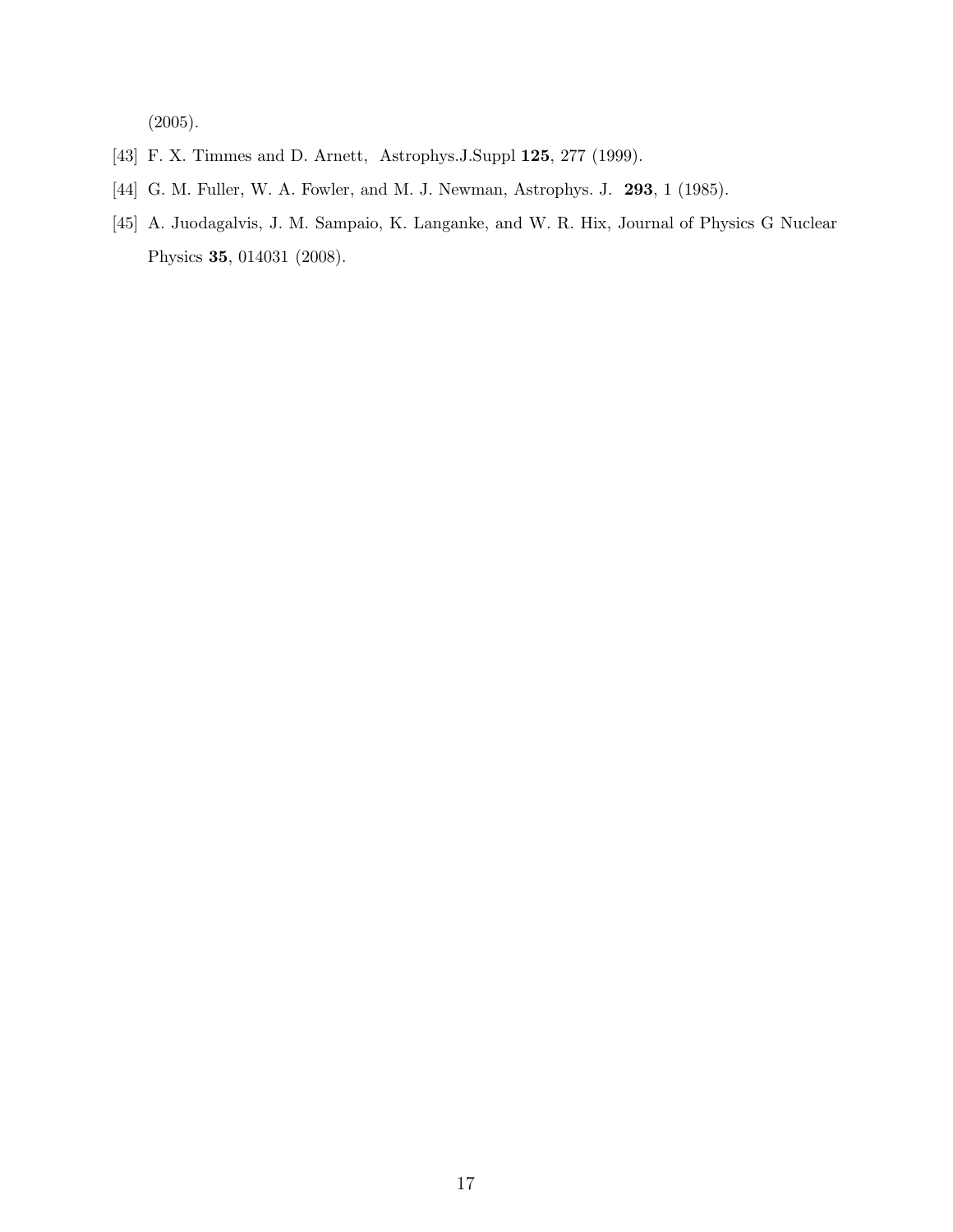(2005).

[43] F. X. Timmes and D. Arnett, Astrophys.J.Suppl **125**, 277 (1999).

[44] G. M. Fuller, W. A. Fowler, and M. J. Newman, Astrophys. J. **293**, 1 (1985).

[45] A. Juodagalvis, J. M. Sampaio, K. Langanke, and W. R. Hix, Journal of Physics G Nuclear Physics **35**, 014031 (2008).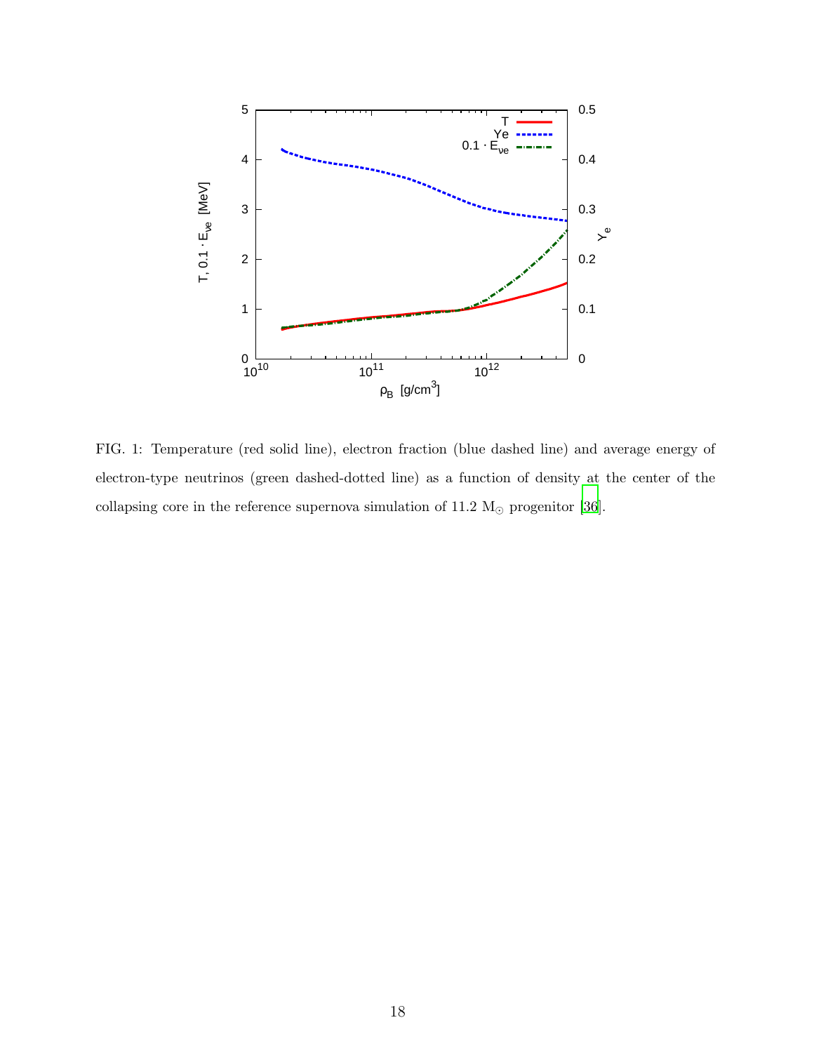FIG. 1: Temperature (red solid line), electron fraction (blue dashed line) and average energy of electron-type neutrinos (green dashed-dotted line) as a function of density at the center of the collapsing core in the reference supernova simulation of 11.2 $M_\odot$ progenitor [36].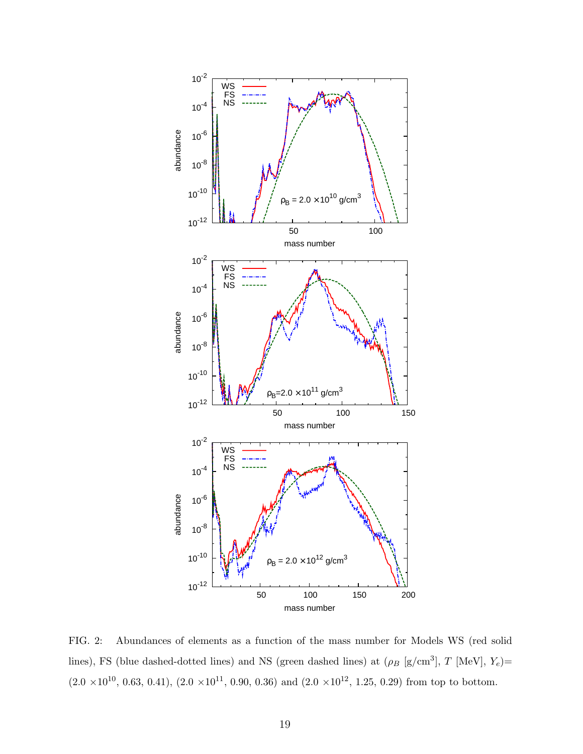FIG. 2: Abundances of elements as a function of the mass number for Models WS (red solid lines), FS (blue dashed-dotted lines) and NS (green dashed lines) at ($\rho_B$ [g/cm$^3$], $T$ [MeV], $Y_e$)= ($2.0 \times 10^{10}$, 0.63, 0.41), ($2.0 \times 10^{11}$, 0.90, 0.36) and ($2.0 \times 10^{12}$, 1.25, 0.29) from top to bottom.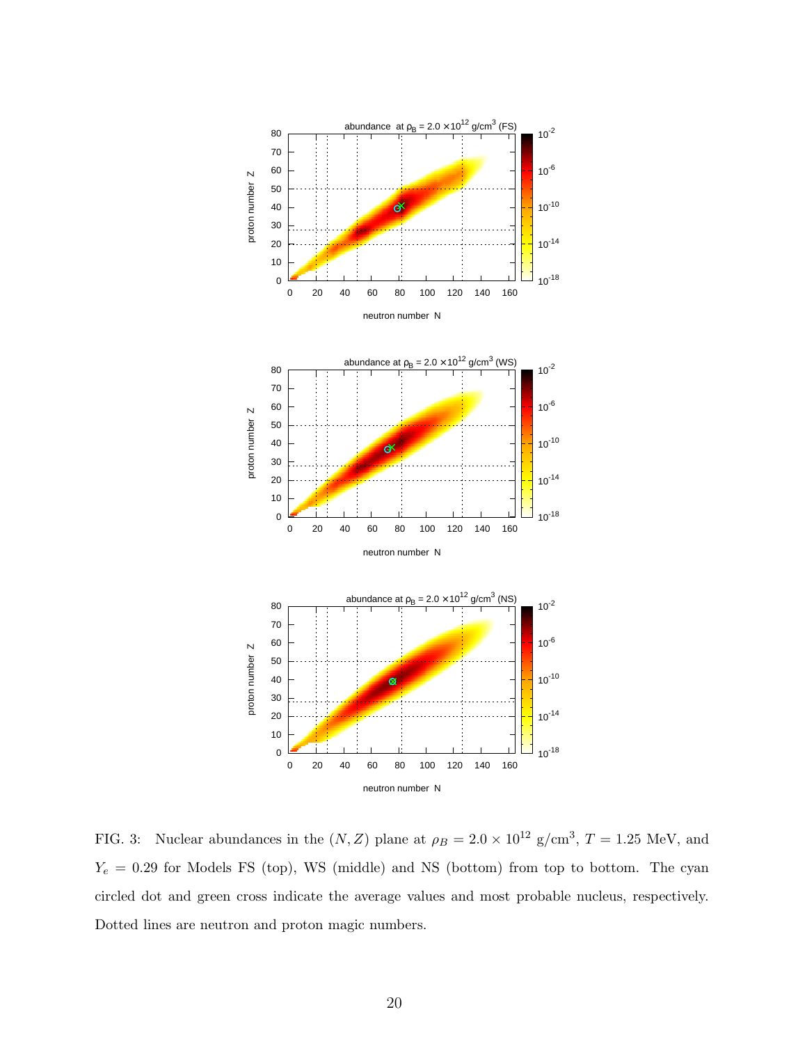FIG. 3: Nuclear abundances in the $(N, Z)$ plane at $\rho_B = 2.0 \times 10^{12}$ g/cm$^3$, $T = 1.25$ MeV, and $Y_e = 0.29$ for Models FS (top), WS (middle) and NS (bottom) from top to bottom. The cyan circled dot and green cross indicate the average values and most probable nucleus, respectively. Dotted lines are neutron and proton magic numbers.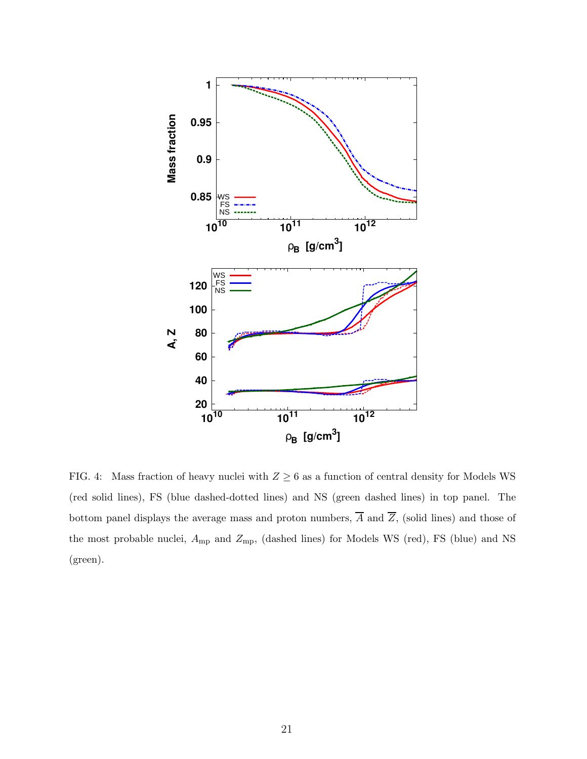FIG. 4: Mass fraction of heavy nuclei with $Z \geq 6$ as a function of central density for Models WS (red solid lines), FS (blue dashed-dotted lines) and NS (green dashed lines) in top panel. The bottom panel displays the average mass and proton numbers, $\overline{A}$ and $\overline{Z}$, (solid lines) and those of the most probable nuclei, $A_{\rm mp}$ and $Z_{\rm mp}$, (dashed lines) for Models WS (red), FS (blue) and NS (green).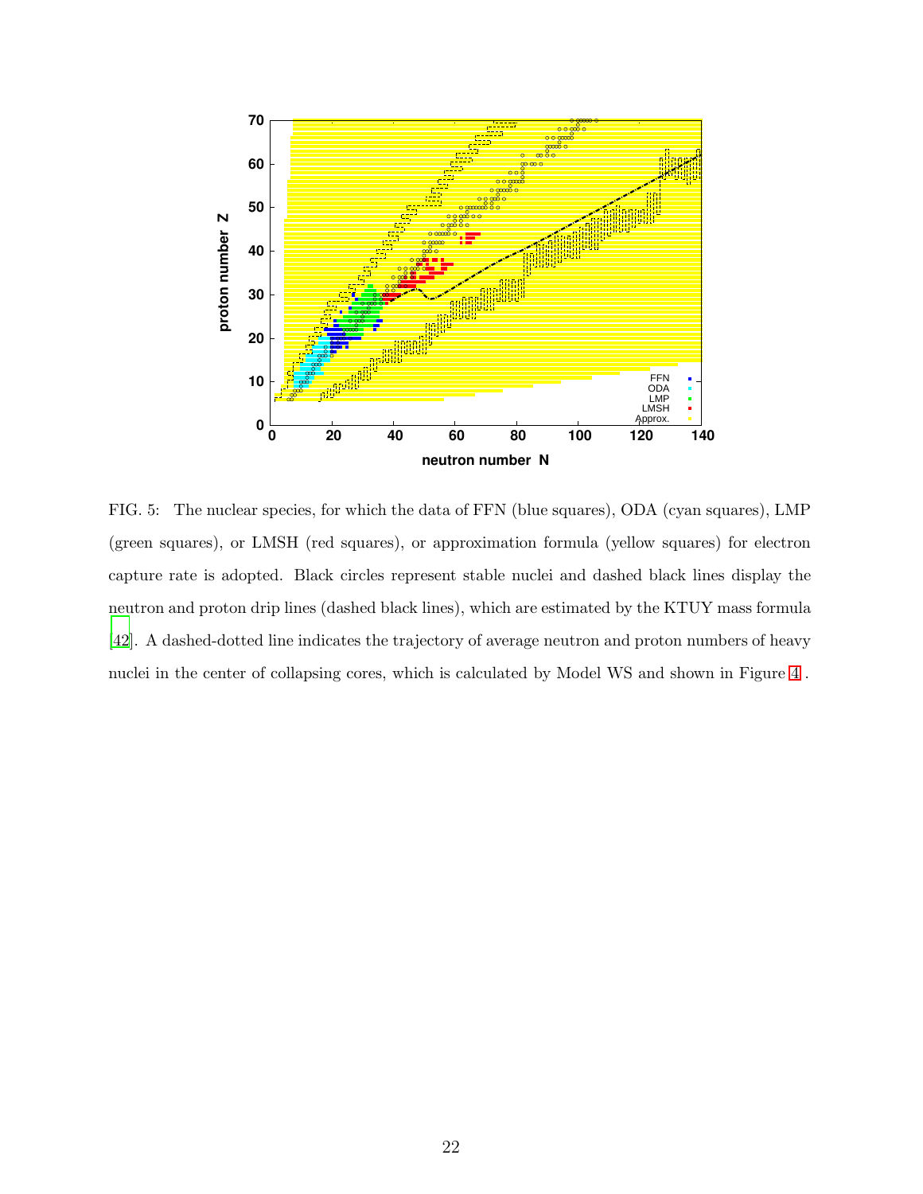FIG. 5: The nuclear species, for which the data of FFN (blue squares), ODA (cyan squares), LMP (green squares), or LMSH (red squares), or approximation formula (yellow squares) for electron capture rate is adopted. Black circles represent stable nuclei and dashed black lines display the neutron and proton drip lines (dashed black lines), which are estimated by the KTUY mass formula [42]. A dashed-dotted line indicates the trajectory of average neutron and proton numbers of heavy nuclei in the center of collapsing cores, which is calculated by Model WS and shown in Figure 4.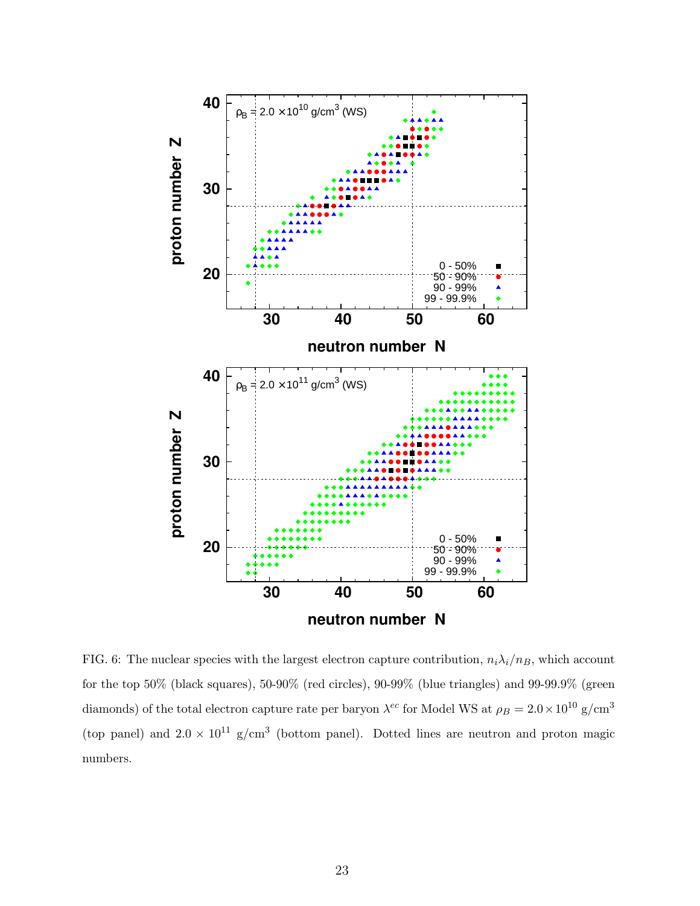FIG. 6: The nuclear species with the largest electron capture contribution, $n_i\lambda_i/n_B$, which account for the top 50% (black squares), 50-90% (red circles), 90-99% (blue triangles) and 99-99.9% (green diamonds) of the total electron capture rate per baryon $\lambda^{ec}$ for Model WS at $\rho_B = 2.0\times10^{10}$ g/cm$^3$ (top panel) and $2.0\times10^{11}$ g/cm$^3$ (bottom panel). Dotted lines are neutron and proton magic numbers.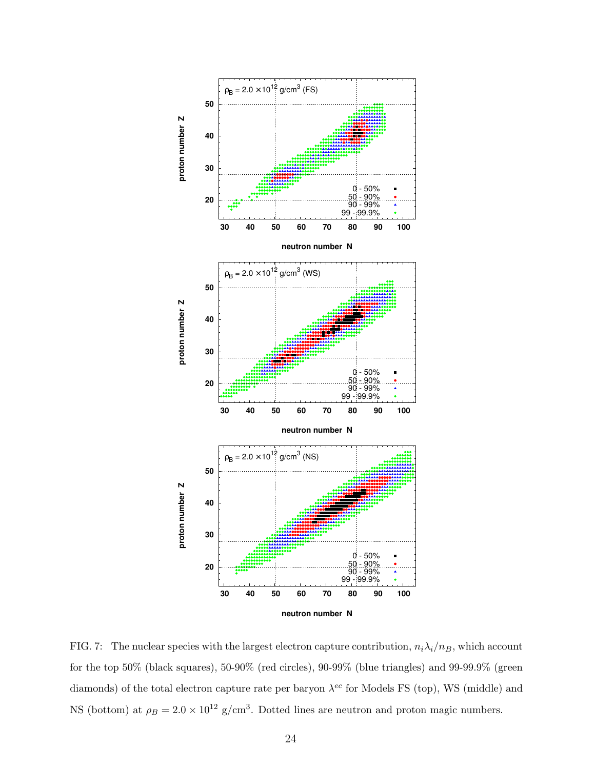FIG. 7: The nuclear species with the largest electron capture contribution, $n_i \lambda_i / n_B$, which account for the top 50% (black squares), 50-90% (red circles), 90-99% (blue triangles) and 99-99.9% (green diamonds) of the total electron capture rate per baryon $\lambda^{ec}$ for Models FS (top), WS (middle) and NS (bottom) at $\rho_B = 2.0 \times 10^{12}$ g/cm$^3$. Dotted lines are neutron and proton magic numbers.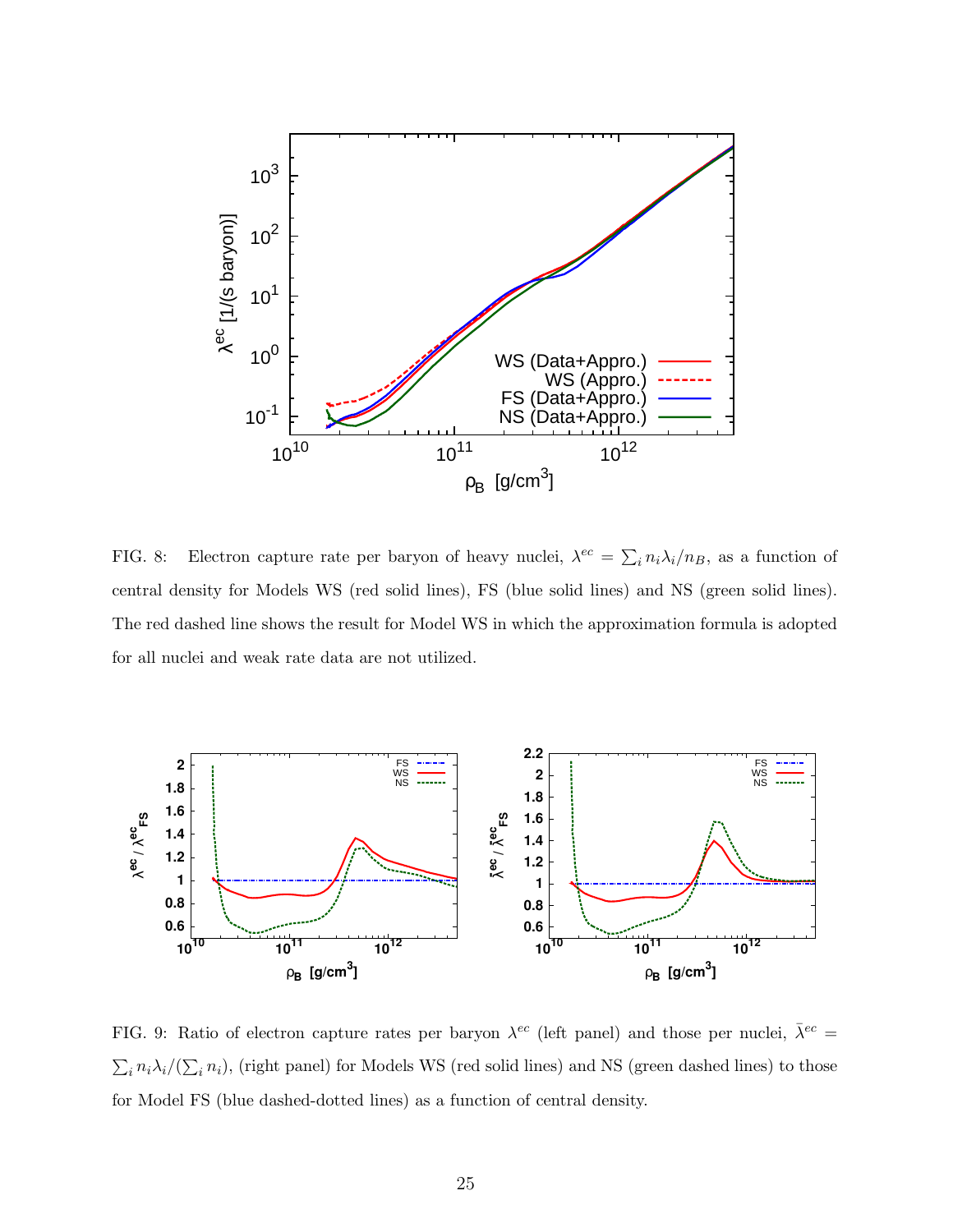FIG. 8: Electron capture rate per baryon of heavy nuclei, $\lambda^{ec} = \sum_i n_i \lambda_i / n_B$, as a function of central density for Models WS (red solid lines), FS (blue solid lines) and NS (green solid lines). The red dashed line shows the result for Model WS in which the approximation formula is adopted for all nuclei and weak rate data are not utilized.

FIG. 9: Ratio of electron capture rates per baryon $\lambda^{ec}$ (left panel) and those per nuclei, $\bar{\lambda}^{ec} = \sum_i n_i \lambda_i / (\sum_i n_i)$, (right panel) for Models WS (red solid lines) and NS (green dashed lines) to those for Model FS (blue dashed-dotted lines) as a function of central density.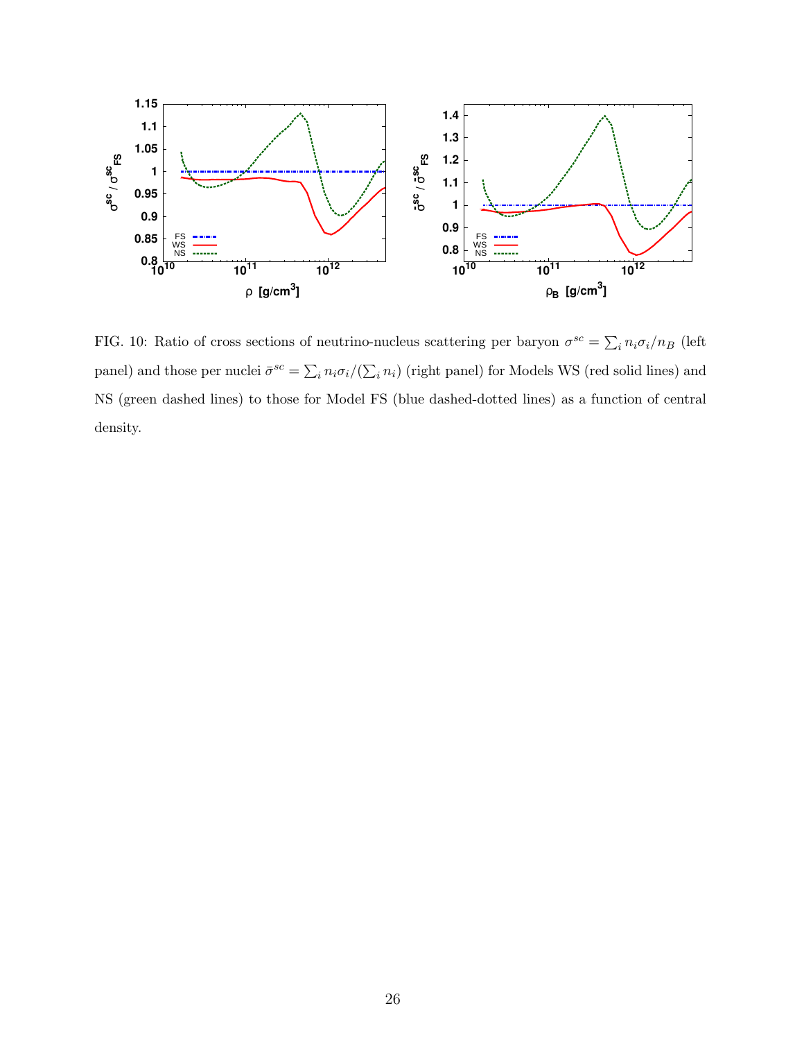FIG. 10: Ratio of cross sections of neutrino-nucleus scattering per baryon $\sigma^{sc} = \sum_i n_i \sigma_i / n_B$ (left panel) and those per nuclei $\bar{\sigma}^{sc} = \sum_i n_i \sigma_i / (\sum_i n_i)$ (right panel) for Models WS (red solid lines) and NS (green dashed lines) to those for Model FS (blue dashed-dotted lines) as a function of central density.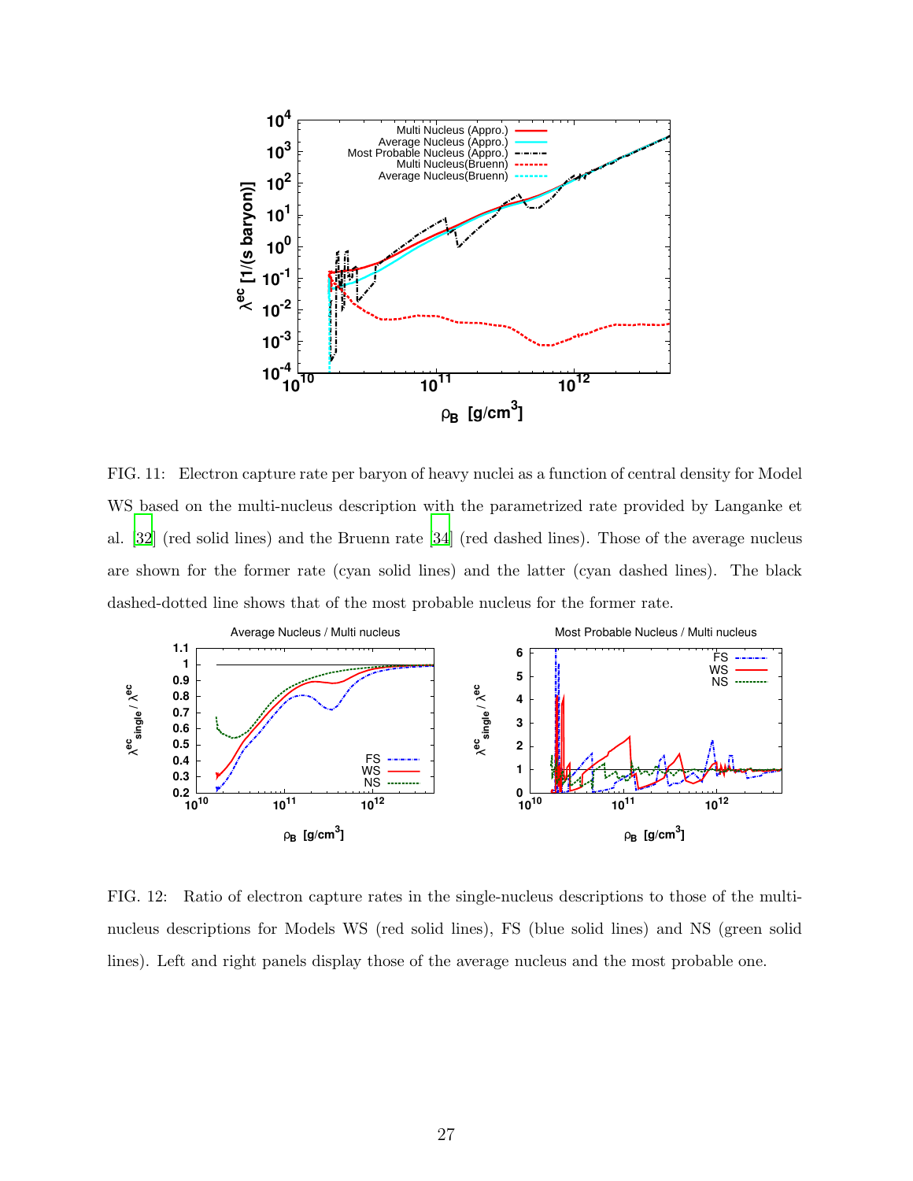FIG. 11: Electron capture rate per baryon of heavy nuclei as a function of central density for Model WS based on the multi-nucleus description with the parametrized rate provided by Langanke et al. [32] (red solid lines) and the Bruenn rate [34] (red dashed lines). Those of the average nucleus are shown for the former rate (cyan solid lines) and the latter (cyan dashed lines). The black dashed-dotted line shows that of the most probable nucleus for the former rate.

FIG. 12: Ratio of electron capture rates in the single-nucleus descriptions to those of the multi-nucleus descriptions for Models WS (red solid lines), FS (blue solid lines) and NS (green solid lines). Left and right panels display those of the average nucleus and the most probable one.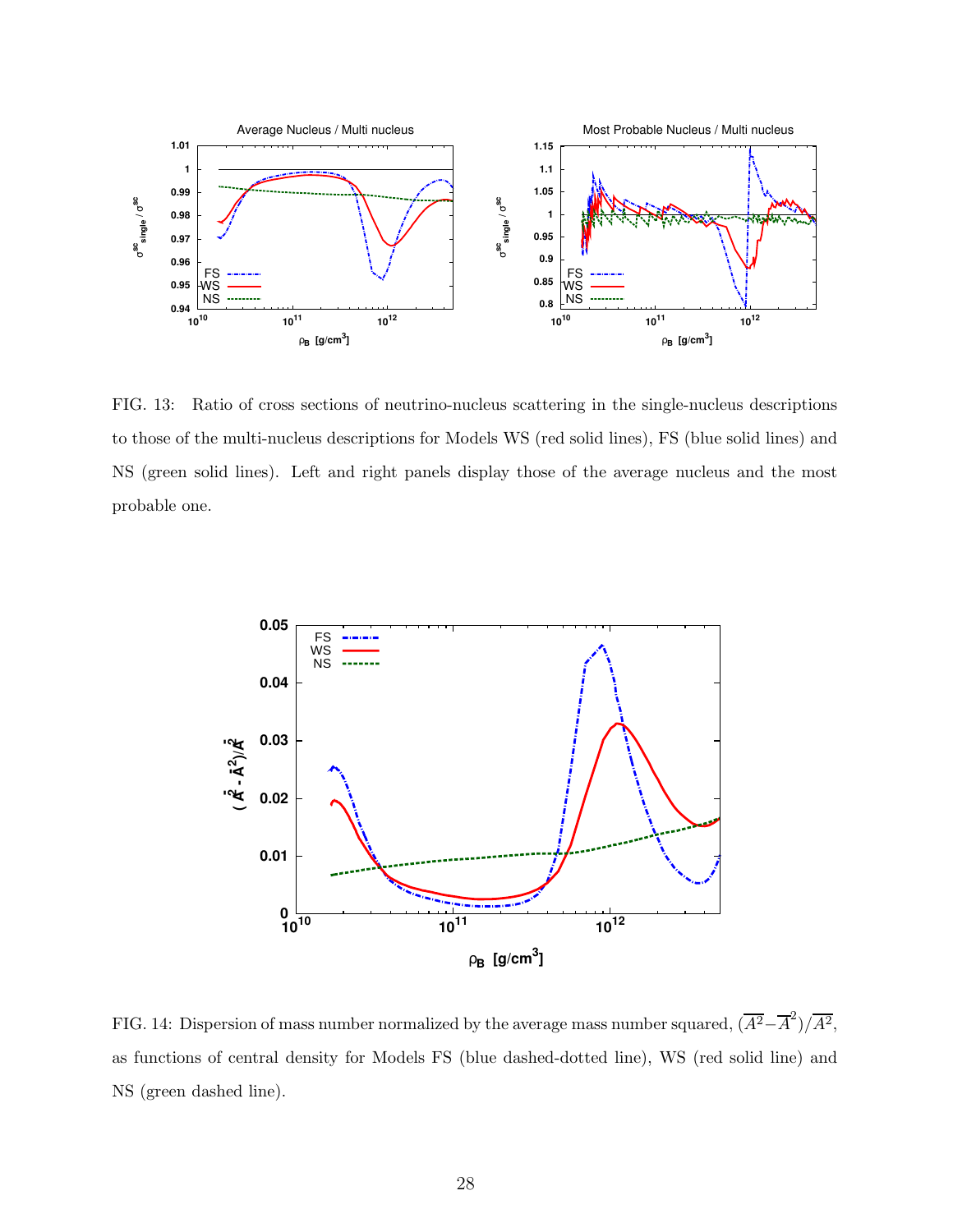Average Nucleus / Multi nucleus

$\sigma^{sc}_{single} / \sigma^{sc}$

1.01
1
0.99
0.98
0.97
0.96
0.95
0.94

$10^{10}$ $10^{11}$ $10^{12}$

$\rho_B$ [g/cm$^3$]

FS
WS
NS

Most Probable Nucleus / Multi nucleus

$\sigma^{sc}_{single} / \sigma^{sc}$

1.15
1.1
1.05
1
0.95
0.9
0.85
0.8

$10^{10}$ $10^{11}$ $10^{12}$

$\rho_B$ [g/cm$^3$]

FS
WS
NS

FIG. 13: Ratio of cross sections of neutrino-nucleus scattering in the single-nucleus descriptions to those of the multi-nucleus descriptions for Models WS (red solid lines), FS (blue solid lines) and NS (green solid lines). Left and right panels display those of the average nucleus and the most probable one.

$(\bar{A^2} - \bar{A}^2)/\bar{A^2}$

0.05
0.04
0.03
0.02
0.01
0

$10^{10}$ $10^{11}$ $10^{12}$

$\rho_B$ [g/cm$^3$]

FS
WS
NS

FIG. 14: Dispersion of mass number normalized by the average mass number squared, $(\overline{A^2} - \overline{A}^2)/\overline{A^2}$, as functions of central density for Models FS (blue dashed-dotted line), WS (red solid line) and NS (green dashed line).